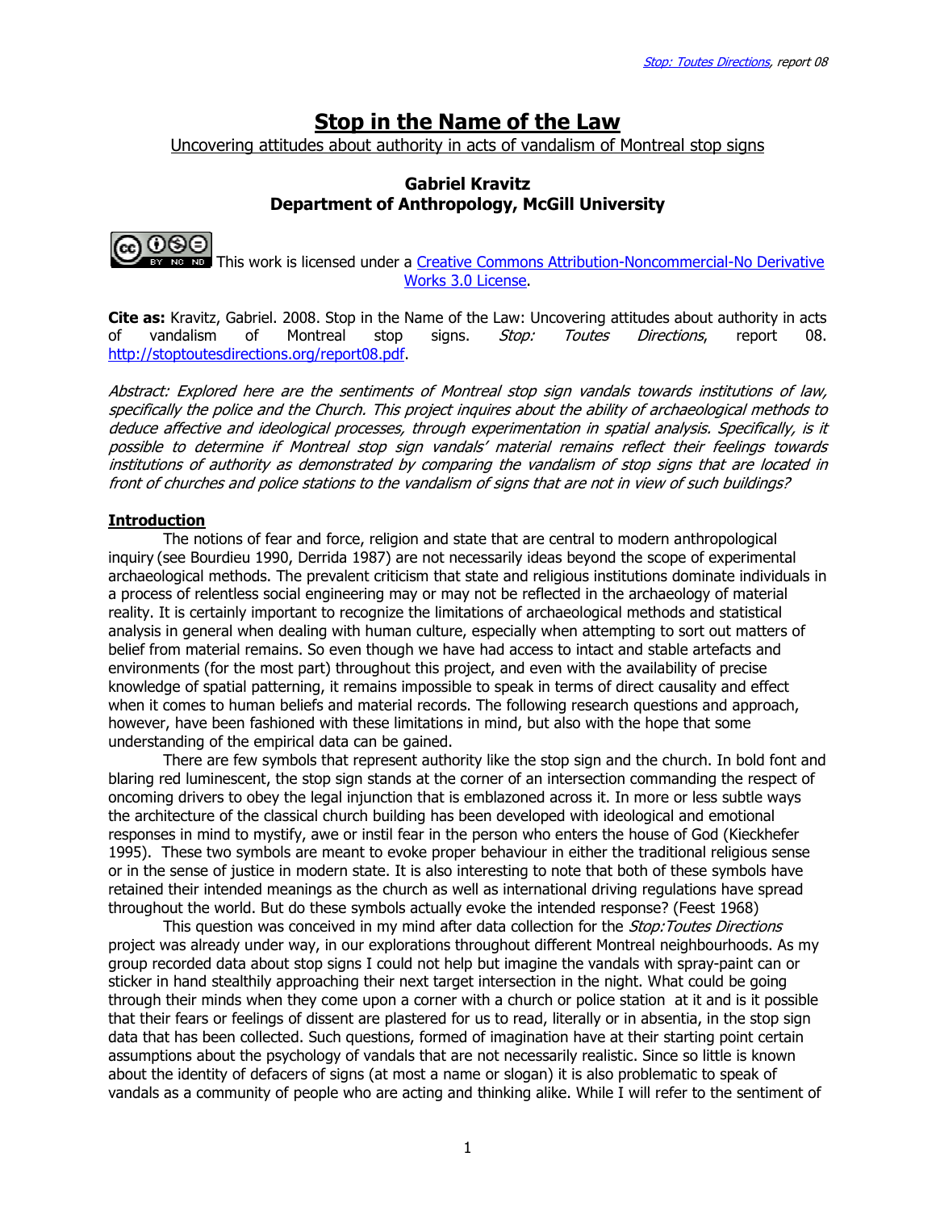# Stop in the Name of the Law

Uncovering attitudes about authority in acts of vandalism of Montreal stop signs

**Gabriel Kravitz**
**Department of Anthropology, McGill University**

This work is licensed under a Creative Commons Attribution-Noncommercial-No Derivative Works 3.0 License.

**Cite as:** Kravitz, Gabriel. 2008. Stop in the Name of the Law: Uncovering attitudes about authority in acts of vandalism of Montreal stop signs. *Stop: Toutes Directions*, report 08. http://stoptoutesdirections.org/report08.pdf.

*Abstract: Explored here are the sentiments of Montreal stop sign vandals towards institutions of law, specifically the police and the Church. This project inquires about the ability of archaeological methods to deduce affective and ideological processes, through experimentation in spatial analysis. Specifically, is it possible to determine if Montreal stop sign vandals' material remains reflect their feelings towards institutions of authority as demonstrated by comparing the vandalism of stop signs that are located in front of churches and police stations to the vandalism of signs that are not in view of such buildings?*

## Introduction

The notions of fear and force, religion and state that are central to modern anthropological inquiry (see Bourdieu 1990, Derrida 1987) are not necessarily ideas beyond the scope of experimental archaeological methods. The prevalent criticism that state and religious institutions dominate individuals in a process of relentless social engineering may or may not be reflected in the archaeology of material reality. It is certainly important to recognize the limitations of archaeological methods and statistical analysis in general when dealing with human culture, especially when attempting to sort out matters of belief from material remains. So even though we have had access to intact and stable artefacts and environments (for the most part) throughout this project, and even with the availability of precise knowledge of spatial patterning, it remains impossible to speak in terms of direct causality and effect when it comes to human beliefs and material records. The following research questions and approach, however, have been fashioned with these limitations in mind, but also with the hope that some understanding of the empirical data can be gained.

There are few symbols that represent authority like the stop sign and the church. In bold font and blaring red luminescent, the stop sign stands at the corner of an intersection commanding the respect of oncoming drivers to obey the legal injunction that is emblazoned across it. In more or less subtle ways the architecture of the classical church building has been developed with ideological and emotional responses in mind to mystify, awe or instil fear in the person who enters the house of God (Kieckhefer 1995). These two symbols are meant to evoke proper behaviour in either the traditional religious sense or in the sense of justice in modern state. It is also interesting to note that both of these symbols have retained their intended meanings as the church as well as international driving regulations have spread throughout the world. But do these symbols actually evoke the intended response? (Feest 1968)

This question was conceived in my mind after data collection for the *Stop:Toutes Directions* project was already under way, in our explorations throughout different Montreal neighbourhoods. As my group recorded data about stop signs I could not help but imagine the vandals with spray-paint can or sticker in hand stealthily approaching their next target intersection in the night. What could be going through their minds when they come upon a corner with a church or police station at it and is it possible that their fears or feelings of dissent are plastered for us to read, literally or in absentia, in the stop sign data that has been collected. Such questions, formed of imagination have at their starting point certain assumptions about the psychology of vandals that are not necessarily realistic. Since so little is known about the identity of defacers of signs (at most a name or slogan) it is also problematic to speak of vandals as a community of people who are acting and thinking alike. While I will refer to the sentiment of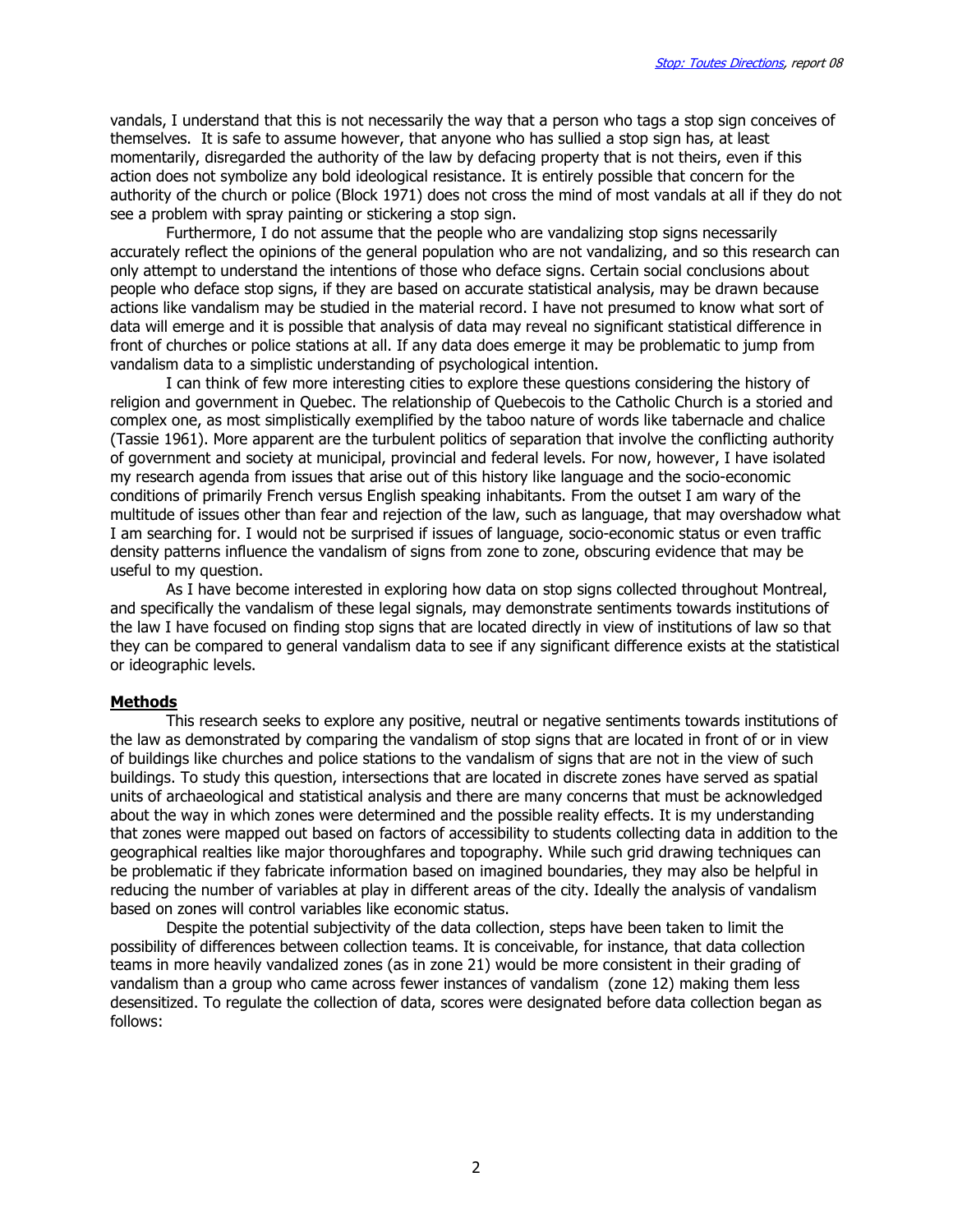vandals, I understand that this is not necessarily the way that a person who tags a stop sign conceives of themselves. It is safe to assume however, that anyone who has sullied a stop sign has, at least momentarily, disregarded the authority of the law by defacing property that is not theirs, even if this action does not symbolize any bold ideological resistance. It is entirely possible that concern for the authority of the church or police (Block 1971) does not cross the mind of most vandals at all if they do not see a problem with spray painting or stickering a stop sign.

Furthermore, I do not assume that the people who are vandalizing stop signs necessarily accurately reflect the opinions of the general population who are not vandalizing, and so this research can only attempt to understand the intentions of those who deface signs. Certain social conclusions about people who deface stop signs, if they are based on accurate statistical analysis, may be drawn because actions like vandalism may be studied in the material record. I have not presumed to know what sort of data will emerge and it is possible that analysis of data may reveal no significant statistical difference in front of churches or police stations at all. If any data does emerge it may be problematic to jump from vandalism data to a simplistic understanding of psychological intention.

I can think of few more interesting cities to explore these questions considering the history of religion and government in Quebec. The relationship of Quebecois to the Catholic Church is a storied and complex one, as most simplistically exemplified by the taboo nature of words like tabernacle and chalice (Tassie 1961). More apparent are the turbulent politics of separation that involve the conflicting authority of government and society at municipal, provincial and federal levels. For now, however, I have isolated my research agenda from issues that arise out of this history like language and the socio-economic conditions of primarily French versus English speaking inhabitants. From the outset I am wary of the multitude of issues other than fear and rejection of the law, such as language, that may overshadow what I am searching for. I would not be surprised if issues of language, socio-economic status or even traffic density patterns influence the vandalism of signs from zone to zone, obscuring evidence that may be useful to my question.

As I have become interested in exploring how data on stop signs collected throughout Montreal, and specifically the vandalism of these legal signals, may demonstrate sentiments towards institutions of the law I have focused on finding stop signs that are located directly in view of institutions of law so that they can be compared to general vandalism data to see if any significant difference exists at the statistical or ideographic levels.

## Methods

This research seeks to explore any positive, neutral or negative sentiments towards institutions of the law as demonstrated by comparing the vandalism of stop signs that are located in front of or in view of buildings like churches and police stations to the vandalism of signs that are not in the view of such buildings. To study this question, intersections that are located in discrete zones have served as spatial units of archaeological and statistical analysis and there are many concerns that must be acknowledged about the way in which zones were determined and the possible reality effects. It is my understanding that zones were mapped out based on factors of accessibility to students collecting data in addition to the geographical realties like major thoroughfares and topography. While such grid drawing techniques can be problematic if they fabricate information based on imagined boundaries, they may also be helpful in reducing the number of variables at play in different areas of the city. Ideally the analysis of vandalism based on zones will control variables like economic status.

Despite the potential subjectivity of the data collection, steps have been taken to limit the possibility of differences between collection teams. It is conceivable, for instance, that data collection teams in more heavily vandalized zones (as in zone 21) would be more consistent in their grading of vandalism than a group who came across fewer instances of vandalism (zone 12) making them less desensitized. To regulate the collection of data, scores were designated before data collection began as follows: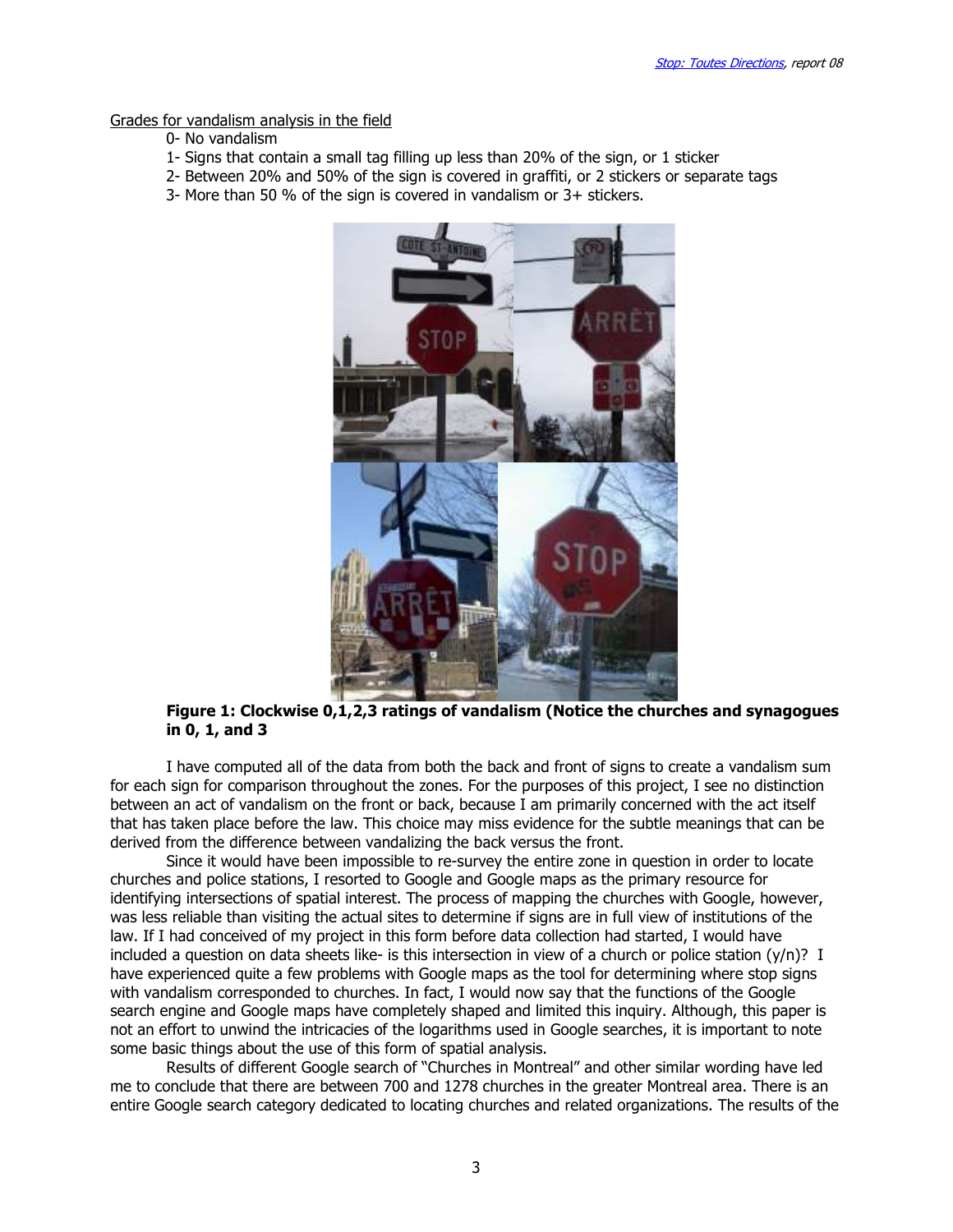Grades for vandalism analysis in the field

0- No vandalism
1- Signs that contain a small tag filling up less than 20% of the sign, or 1 sticker
2- Between 20% and 50% of the sign is covered in graffiti, or 2 stickers or separate tags
3- More than 50 % of the sign is covered in vandalism or 3+ stickers.

**Figure 1: Clockwise 0,1,2,3 ratings of vandalism (Notice the churches and synagogues in 0, 1, and 3**

I have computed all of the data from both the back and front of signs to create a vandalism sum for each sign for comparison throughout the zones. For the purposes of this project, I see no distinction between an act of vandalism on the front or back, because I am primarily concerned with the act itself that has taken place before the law. This choice may miss evidence for the subtle meanings that can be derived from the difference between vandalizing the back versus the front.

Since it would have been impossible to re-survey the entire zone in question in order to locate churches and police stations, I resorted to Google and Google maps as the primary resource for identifying intersections of spatial interest. The process of mapping the churches with Google, however, was less reliable than visiting the actual sites to determine if signs are in full view of institutions of the law. If I had conceived of my project in this form before data collection had started, I would have included a question on data sheets like- is this intersection in view of a church or police station (y/n)? I have experienced quite a few problems with Google maps as the tool for determining where stop signs with vandalism corresponded to churches. In fact, I would now say that the functions of the Google search engine and Google maps have completely shaped and limited this inquiry. Although, this paper is not an effort to unwind the intricacies of the logarithms used in Google searches, it is important to note some basic things about the use of this form of spatial analysis.

Results of different Google search of "Churches in Montreal" and other similar wording have led me to conclude that there are between 700 and 1278 churches in the greater Montreal area. There is an entire Google search category dedicated to locating churches and related organizations. The results of the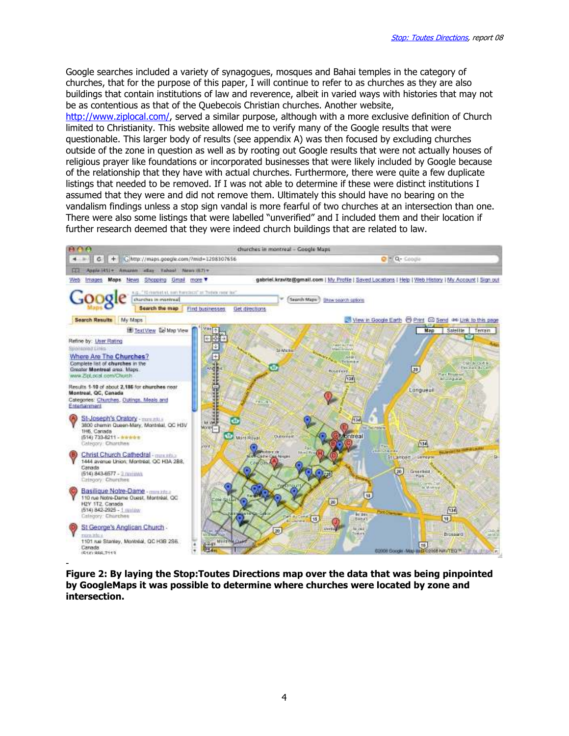Google searches included a variety of synagogues, mosques and Bahai temples in the category of churches, that for the purpose of this paper, I will continue to refer to as churches as they are also buildings that contain institutions of law and reverence, albeit in varied ways with histories that may not be as contentious as that of the Quebecois Christian churches. Another website, http://www.ziplocal.com/, served a similar purpose, although with a more exclusive definition of Church limited to Christianity. This website allowed me to verify many of the Google results that were questionable. This larger body of results (see appendix A) was then focused by excluding churches outside of the zone in question as well as by rooting out Google results that were not actually houses of religious prayer like foundations or incorporated businesses that were likely included by Google because of the relationship that they have with actual churches. Furthermore, there were quite a few duplicate listings that needed to be removed. If I was not able to determine if these were distinct institutions I assumed that they were and did not remove them. Ultimately this should have no bearing on the vandalism findings unless a stop sign vandal is more fearful of two churches at an intersection than one. There were also some listings that were labelled "unverified" and I included them and their location if further research deemed that they were indeed church buildings that are related to law.

-

**Figure 2: By laying the Stop:Toutes Directions map over the data that was being pinpointed by GoogleMaps it was possible to determine where churches were located by zone and intersection.**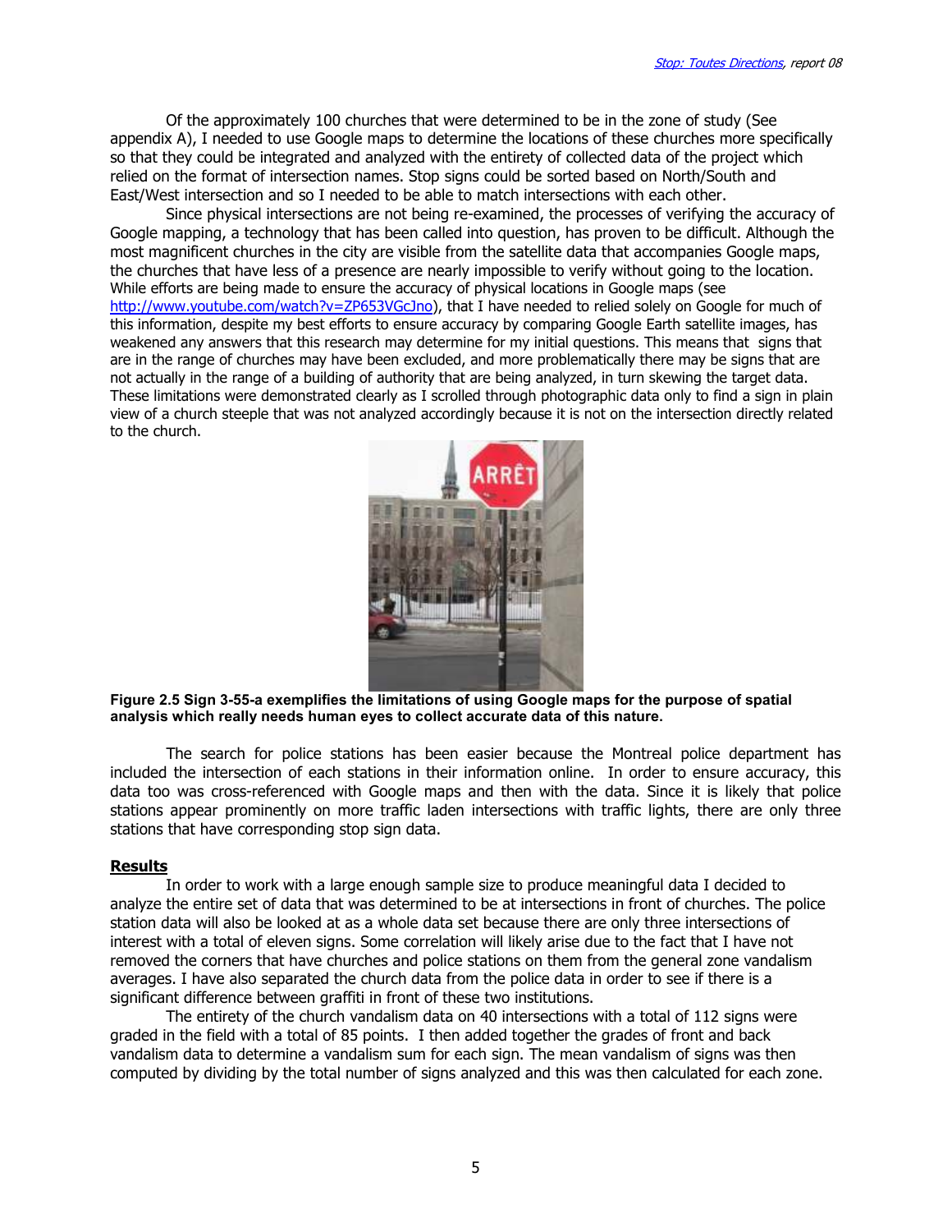Of the approximately 100 churches that were determined to be in the zone of study (See appendix A), I needed to use Google maps to determine the locations of these churches more specifically so that they could be integrated and analyzed with the entirety of collected data of the project which relied on the format of intersection names. Stop signs could be sorted based on North/South and East/West intersection and so I needed to be able to match intersections with each other.

Since physical intersections are not being re-examined, the processes of verifying the accuracy of Google mapping, a technology that has been called into question, has proven to be difficult. Although the most magnificent churches in the city are visible from the satellite data that accompanies Google maps, the churches that have less of a presence are nearly impossible to verify without going to the location. While efforts are being made to ensure the accuracy of physical locations in Google maps (see http://www.youtube.com/watch?v=ZP653VGcJno), that I have needed to relied solely on Google for much of this information, despite my best efforts to ensure accuracy by comparing Google Earth satellite images, has weakened any answers that this research may determine for my initial questions. This means that signs that are in the range of churches may have been excluded, and more problematically there may be signs that are not actually in the range of a building of authority that are being analyzed, in turn skewing the target data. These limitations were demonstrated clearly as I scrolled through photographic data only to find a sign in plain view of a church steeple that was not analyzed accordingly because it is not on the intersection directly related to the church.

**Figure 2.5 Sign 3-55-a exemplifies the limitations of using Google maps for the purpose of spatial analysis which really needs human eyes to collect accurate data of this nature.**

The search for police stations has been easier because the Montreal police department has included the intersection of each stations in their information online. In order to ensure accuracy, this data too was cross-referenced with Google maps and then with the data. Since it is likely that police stations appear prominently on more traffic laden intersections with traffic lights, there are only three stations that have corresponding stop sign data.

## Results

In order to work with a large enough sample size to produce meaningful data I decided to analyze the entire set of data that was determined to be at intersections in front of churches. The police station data will also be looked at as a whole data set because there are only three intersections of interest with a total of eleven signs. Some correlation will likely arise due to the fact that I have not removed the corners that have churches and police stations on them from the general zone vandalism averages. I have also separated the church data from the police data in order to see if there is a significant difference between graffiti in front of these two institutions.

The entirety of the church vandalism data on 40 intersections with a total of 112 signs were graded in the field with a total of 85 points. I then added together the grades of front and back vandalism data to determine a vandalism sum for each sign. The mean vandalism of signs was then computed by dividing by the total number of signs analyzed and this was then calculated for each zone.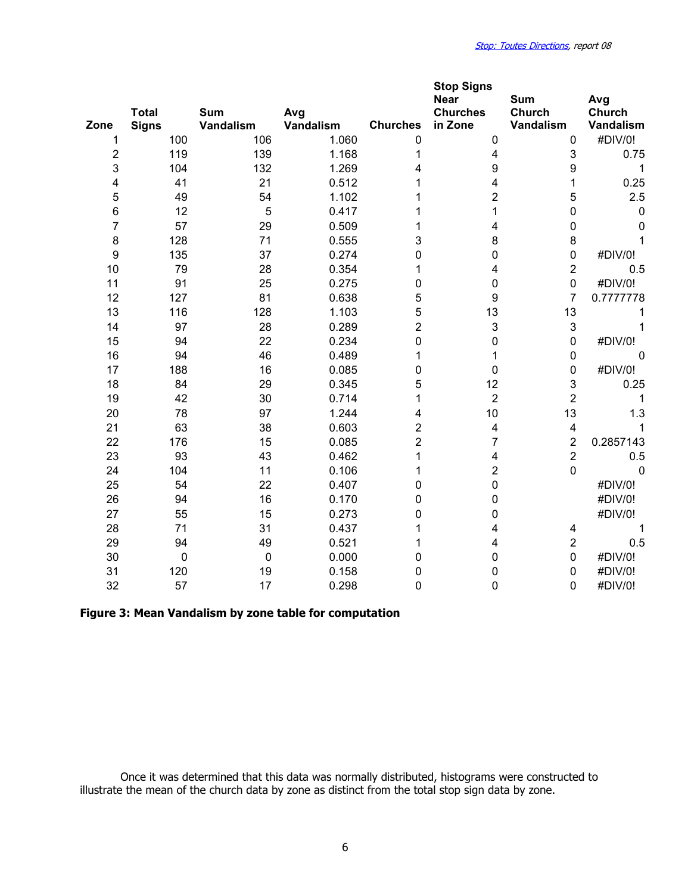| Zone | Total Signs | Sum Vandalism | Avg Vandalism | Churches | Stop Signs Near Churches in Zone | Sum Church Vandalism | Avg Church Vandalism |
|---|---|---|---|---|---|---|---|
| 1 | 100 | 106 | 1.060 | 0 | 0 | 0 | #DIV/0! |
| 2 | 119 | 139 | 1.168 | 1 | 4 | 3 | 0.75 |
| 3 | 104 | 132 | 1.269 | 4 | 9 | 9 | 1 |
| 4 | 41 | 21 | 0.512 | 1 | 4 | 1 | 0.25 |
| 5 | 49 | 54 | 1.102 | 1 | 2 | 5 | 2.5 |
| 6 | 12 | 5 | 0.417 | 1 | 1 | 0 | 0 |
| 7 | 57 | 29 | 0.509 | 1 | 4 | 0 | 0 |
| 8 | 128 | 71 | 0.555 | 3 | 8 | 8 | 1 |
| 9 | 135 | 37 | 0.274 | 0 | 0 | 0 | #DIV/0! |
| 10 | 79 | 28 | 0.354 | 1 | 4 | 2 | 0.5 |
| 11 | 91 | 25 | 0.275 | 0 | 0 | 0 | #DIV/0! |
| 12 | 127 | 81 | 0.638 | 5 | 9 | 7 | 0.7777778 |
| 13 | 116 | 128 | 1.103 | 5 | 13 | 13 | 1 |
| 14 | 97 | 28 | 0.289 | 2 | 3 | 3 | 1 |
| 15 | 94 | 22 | 0.234 | 0 | 0 | 0 | #DIV/0! |
| 16 | 94 | 46 | 0.489 | 1 | 1 | 0 | 0 |
| 17 | 188 | 16 | 0.085 | 0 | 0 | 0 | #DIV/0! |
| 18 | 84 | 29 | 0.345 | 5 | 12 | 3 | 0.25 |
| 19 | 42 | 30 | 0.714 | 1 | 2 | 2 | 1 |
| 20 | 78 | 97 | 1.244 | 4 | 10 | 13 | 1.3 |
| 21 | 63 | 38 | 0.603 | 2 | 4 | 4 | 1 |
| 22 | 176 | 15 | 0.085 | 2 | 7 | 2 | 0.2857143 |
| 23 | 93 | 43 | 0.462 | 1 | 4 | 2 | 0.5 |
| 24 | 104 | 11 | 0.106 | 1 | 2 | 0 | 0 |
| 25 | 54 | 22 | 0.407 | 0 | 0 | | #DIV/0! |
| 26 | 94 | 16 | 0.170 | 0 | 0 | | #DIV/0! |
| 27 | 55 | 15 | 0.273 | 0 | 0 | | #DIV/0! |
| 28 | 71 | 31 | 0.437 | 1 | 4 | 4 | 1 |
| 29 | 94 | 49 | 0.521 | 1 | 4 | 2 | 0.5 |
| 30 | 0 | 0 | 0.000 | 0 | 0 | 0 | #DIV/0! |
| 31 | 120 | 19 | 0.158 | 0 | 0 | 0 | #DIV/0! |
| 32 | 57 | 17 | 0.298 | 0 | 0 | 0 | #DIV/0! |

**Figure 3: Mean Vandalism by zone table for computation**

Once it was determined that this data was normally distributed, histograms were constructed to illustrate the mean of the church data by zone as distinct from the total stop sign data by zone.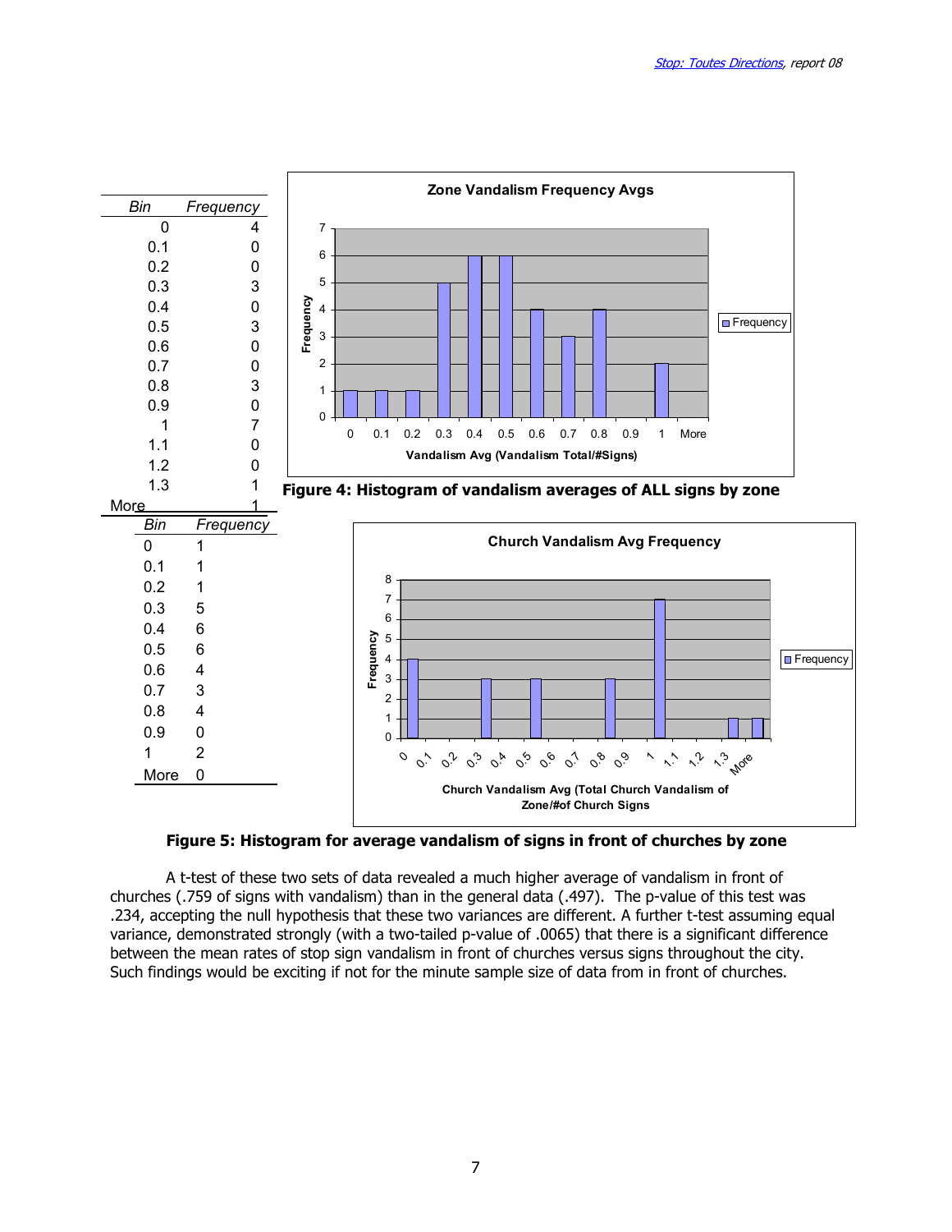| Bin | Frequency |
|---|---|
| 0 | 4 |
| 0.1 | 0 |
| 0.2 | 0 |
| 0.3 | 3 |
| 0.4 | 0 |
| 0.5 | 3 |
| 0.6 | 0 |
| 0.7 | 0 |
| 0.8 | 3 |
| 0.9 | 0 |
| 1 | 7 |
| 1.1 | 0 |
| 1.2 | 0 |
| 1.3 | 1 |
| More | 1 |

**Figure 4: Histogram of vandalism averages of ALL signs by zone**

| Bin | Frequency |
|---|---|
| 0 | 1 |
| 0.1 | 1 |
| 0.2 | 1 |
| 0.3 | 5 |
| 0.4 | 6 |
| 0.5 | 6 |
| 0.6 | 4 |
| 0.7 | 3 |
| 0.8 | 4 |
| 0.9 | 0 |
| 1 | 2 |
| More | 0 |

**Figure 5: Histogram for average vandalism of signs in front of churches by zone**

A t-test of these two sets of data revealed a much higher average of vandalism in front of churches (.759 of signs with vandalism) than in the general data (.497). The p-value of this test was .234, accepting the null hypothesis that these two variances are different. A further t-test assuming equal variance, demonstrated strongly (with a two-tailed p-value of .0065) that there is a significant difference between the mean rates of stop sign vandalism in front of churches versus signs throughout the city. Such findings would be exciting if not for the minute sample size of data from in front of churches.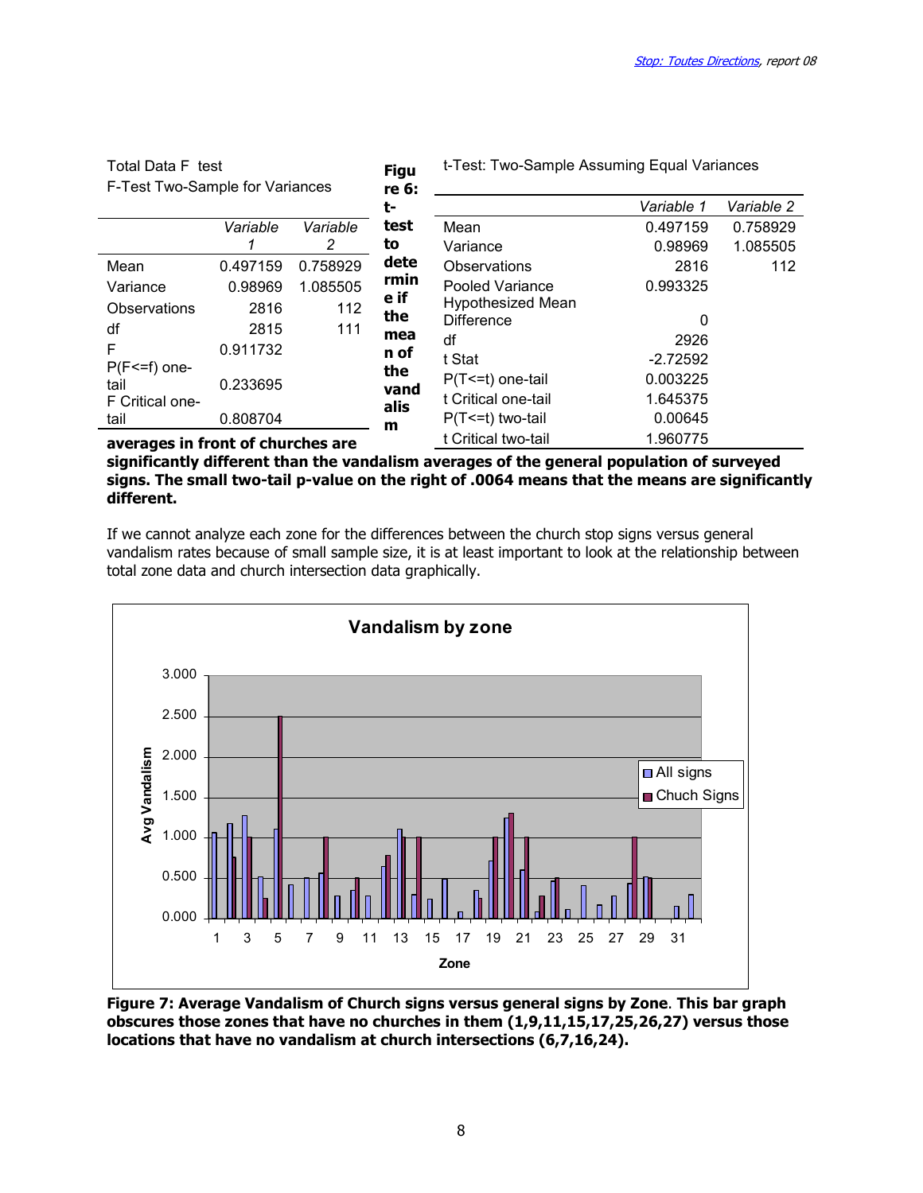Total Data F test

F-Test Two-Sample for Variances

| | *Variable 1* | *Variable 2* |
|---|---|---|
| Mean | 0.497159 | 0.758929 |
| Variance | 0.98969 | 1.085505 |
| Observations | 2816 | 112 |
| df | 2815 | 111 |
| F | 0.911732 | |
| P(F<=f) one-tail | 0.233695 | |
| F Critical one-tail | 0.808704 | |

t-Test: Two-Sample Assuming Equal Variances

| | *Variable 1* | *Variable 2* |
|---|---|---|
| Mean | 0.497159 | 0.758929 |
| Variance | 0.98969 | 1.085505 |
| Observations | 2816 | 112 |
| Pooled Variance | 0.993325 | |
| Hypothesized Mean Difference | 0 | |
| df | 2926 | |
| t Stat | -2.72592 | |
| P(T<=t) one-tail | 0.003225 | |
| t Critical one-tail | 1.645375 | |
| P(T<=t) two-tail | 0.00645 | |
| t Critical two-tail | 1.960775 | |

**Figure 6: t-test to determine if the mean of the vandalism averages in front of churches are significantly different than the vandalism averages of the general population of surveyed signs. The small two-tail p-value on the right of .0064 means that the means are significantly different.**

If we cannot analyze each zone for the differences between the church stop signs versus general vandalism rates because of small sample size, it is at least important to look at the relationship between total zone data and church intersection data graphically.

**Figure 7: Average Vandalism of Church signs versus general signs by Zone. This bar graph obscures those zones that have no churches in them (1,9,11,15,17,25,26,27) versus those locations that have no vandalism at church intersections (6,7,16,24).**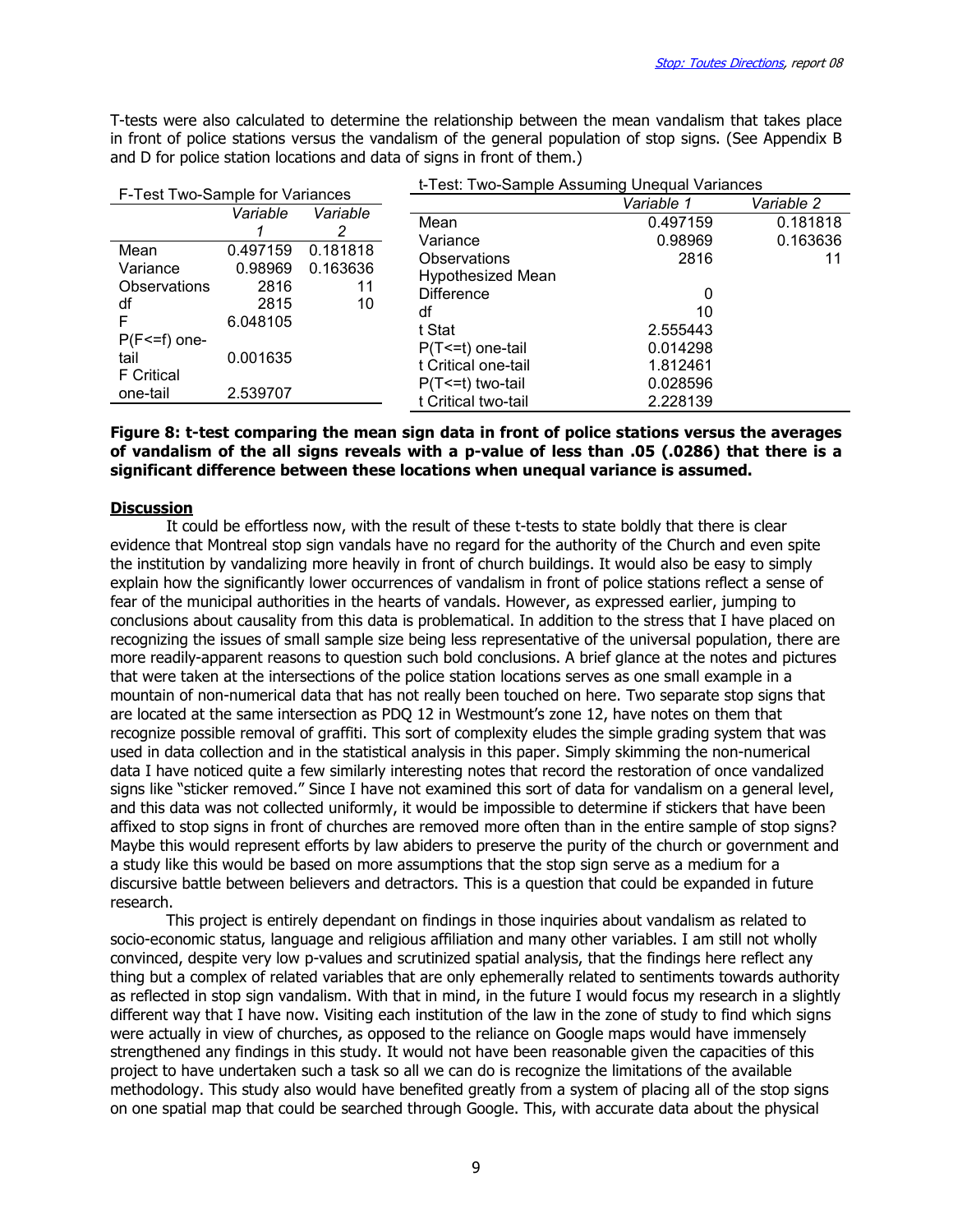T-tests were also calculated to determine the relationship between the mean vandalism that takes place in front of police stations versus the vandalism of the general population of stop signs. (See Appendix B and D for police station locations and data of signs in front of them.)

F-Test Two-Sample for Variances

| | Variable 1 | Variable 2 |
|---|---|---|
| Mean | 0.497159 | 0.181818 |
| Variance | 0.98969 | 0.163636 |
| Observations | 2816 | 11 |
| df | 2815 | 10 |
| F | 6.048105 | |
| P(F<=f) one-tail | 0.001635 | |
| F Critical one-tail | 2.539707 | |

t-Test: Two-Sample Assuming Unequal Variances

| | Variable 1 | Variable 2 |
|---|---|---|
| Mean | 0.497159 | 0.181818 |
| Variance | 0.98969 | 0.163636 |
| Observations | 2816 | 11 |
| Hypothesized Mean Difference | 0 | |
| df | 10 | |
| t Stat | 2.555443 | |
| P(T<=t) one-tail | 0.014298 | |
| t Critical one-tail | 1.812461 | |
| P(T<=t) two-tail | 0.028596 | |
| t Critical two-tail | 2.228139 | |

**Figure 8: t-test comparing the mean sign data in front of police stations versus the averages of vandalism of the all signs reveals with a p-value of less than .05 (.0286) that there is a significant difference between these locations when unequal variance is assumed.**

**Discussion**

It could be effortless now, with the result of these t-tests to state boldly that there is clear evidence that Montreal stop sign vandals have no regard for the authority of the Church and even spite the institution by vandalizing more heavily in front of church buildings. It would also be easy to simply explain how the significantly lower occurrences of vandalism in front of police stations reflect a sense of fear of the municipal authorities in the hearts of vandals. However, as expressed earlier, jumping to conclusions about causality from this data is problematical. In addition to the stress that I have placed on recognizing the issues of small sample size being less representative of the universal population, there are more readily-apparent reasons to question such bold conclusions. A brief glance at the notes and pictures that were taken at the intersections of the police station locations serves as one small example in a mountain of non-numerical data that has not really been touched on here. Two separate stop signs that are located at the same intersection as PDQ 12 in Westmount's zone 12, have notes on them that recognize possible removal of graffiti. This sort of complexity eludes the simple grading system that was used in data collection and in the statistical analysis in this paper. Simply skimming the non-numerical data I have noticed quite a few similarly interesting notes that record the restoration of once vandalized signs like "sticker removed." Since I have not examined this sort of data for vandalism on a general level, and this data was not collected uniformly, it would be impossible to determine if stickers that have been affixed to stop signs in front of churches are removed more often than in the entire sample of stop signs? Maybe this would represent efforts by law abiders to preserve the purity of the church or government and a study like this would be based on more assumptions that the stop sign serve as a medium for a discursive battle between believers and detractors. This is a question that could be expanded in future research.

This project is entirely dependant on findings in those inquiries about vandalism as related to socio-economic status, language and religious affiliation and many other variables. I am still not wholly convinced, despite very low p-values and scrutinized spatial analysis, that the findings here reflect any thing but a complex of related variables that are only ephemerally related to sentiments towards authority as reflected in stop sign vandalism. With that in mind, in the future I would focus my research in a slightly different way that I have now. Visiting each institution of the law in the zone of study to find which signs were actually in view of churches, as opposed to the reliance on Google maps would have immensely strengthened any findings in this study. It would not have been reasonable given the capacities of this project to have undertaken such a task so all we can do is recognize the limitations of the available methodology. This study also would have benefited greatly from a system of placing all of the stop signs on one spatial map that could be searched through Google. This, with accurate data about the physical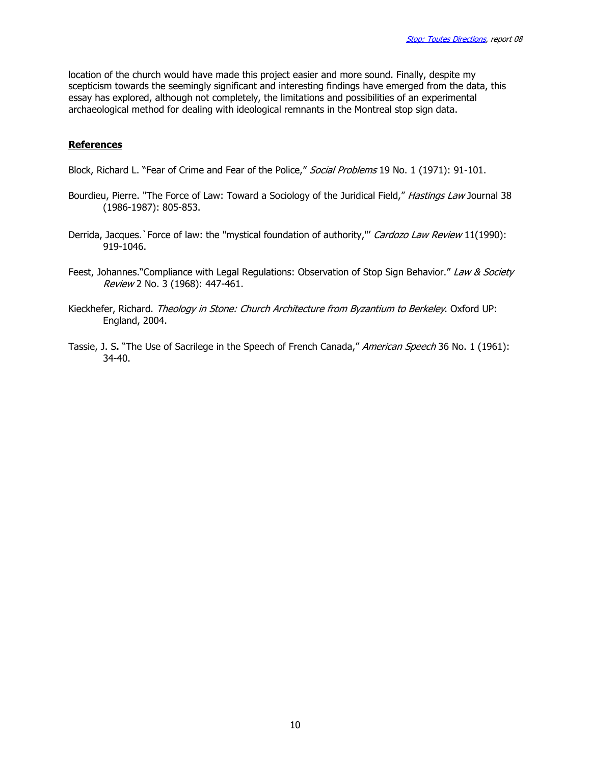location of the church would have made this project easier and more sound. Finally, despite my scepticism towards the seemingly significant and interesting findings have emerged from the data, this essay has explored, although not completely, the limitations and possibilities of an experimental archaeological method for dealing with ideological remnants in the Montreal stop sign data.

## **References**

Block, Richard L. "Fear of Crime and Fear of the Police," *Social Problems* 19 No. 1 (1971): 91-101.

Bourdieu, Pierre. "The Force of Law: Toward a Sociology of the Juridical Field," *Hastings Law* Journal 38 (1986-1987): 805-853.

Derrida, Jacques.`Force of law: the "mystical foundation of authority,"' *Cardozo Law Review* 11(1990): 919-1046.

Feest, Johannes."Compliance with Legal Regulations: Observation of Stop Sign Behavior." *Law & Society Review* 2 No. 3 (1968): 447-461.

Kieckhefer, Richard. *Theology in Stone: Church Architecture from Byzantium to Berkeley*. Oxford UP: England, 2004.

Tassie, J. S**.** "The Use of Sacrilege in the Speech of French Canada," *American Speech* 36 No. 1 (1961): 34-40.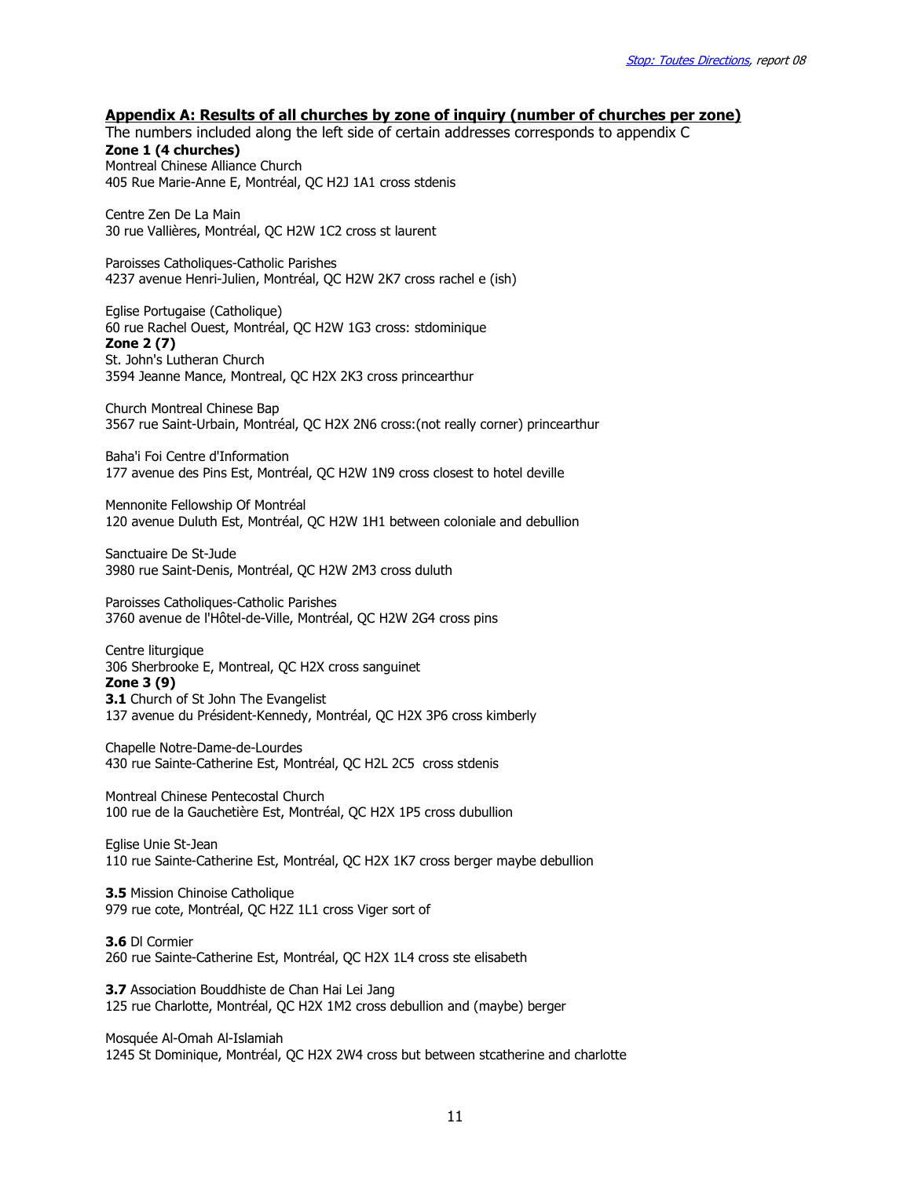## Appendix A: Results of all churches by zone of inquiry (number of churches per zone)

The numbers included along the left side of certain addresses corresponds to appendix C

**Zone 1 (4 churches)**

Montreal Chinese Alliance Church
405 Rue Marie-Anne E, Montréal, QC H2J 1A1 cross stdenis

Centre Zen De La Main
30 rue Vallières, Montréal, QC H2W 1C2 cross st laurent

Paroisses Catholiques-Catholic Parishes
4237 avenue Henri-Julien, Montréal, QC H2W 2K7 cross rachel e (ish)

Eglise Portugaise (Catholique)
60 rue Rachel Ouest, Montréal, QC H2W 1G3 cross: stdominique

**Zone 2 (7)**

St. John's Lutheran Church
3594 Jeanne Mance, Montreal, QC H2X 2K3 cross princearthur

Church Montreal Chinese Bap
3567 rue Saint-Urbain, Montréal, QC H2X 2N6 cross:(not really corner) princearthur

Baha'i Foi Centre d'Information
177 avenue des Pins Est, Montréal, QC H2W 1N9 cross closest to hotel deville

Mennonite Fellowship Of Montréal
120 avenue Duluth Est, Montréal, QC H2W 1H1 between coloniale and debullion

Sanctuaire De St-Jude
3980 rue Saint-Denis, Montréal, QC H2W 2M3 cross duluth

Paroisses Catholiques-Catholic Parishes
3760 avenue de l'Hôtel-de-Ville, Montréal, QC H2W 2G4 cross pins

Centre liturgique
306 Sherbrooke E, Montreal, QC H2X cross sanguinet

**Zone 3 (9)**

**3.1** Church of St John The Evangelist
137 avenue du Président-Kennedy, Montréal, QC H2X 3P6 cross kimberly

Chapelle Notre-Dame-de-Lourdes
430 rue Sainte-Catherine Est, Montréal, QC H2L 2C5 cross stdenis

Montreal Chinese Pentecostal Church
100 rue de la Gauchetière Est, Montréal, QC H2X 1P5 cross dubullion

Eglise Unie St-Jean
110 rue Sainte-Catherine Est, Montréal, QC H2X 1K7 cross berger maybe debullion

**3.5** Mission Chinoise Catholique
979 rue cote, Montréal, QC H2Z 1L1 cross Viger sort of

**3.6** Dl Cormier
260 rue Sainte-Catherine Est, Montréal, QC H2X 1L4 cross ste elisabeth

**3.7** Association Bouddhiste de Chan Hai Lei Jang
125 rue Charlotte, Montréal, QC H2X 1M2 cross debullion and (maybe) berger

Mosquée Al-Omah Al-Islamiah
1245 St Dominique, Montréal, QC H2X 2W4 cross but between stcatherine and charlotte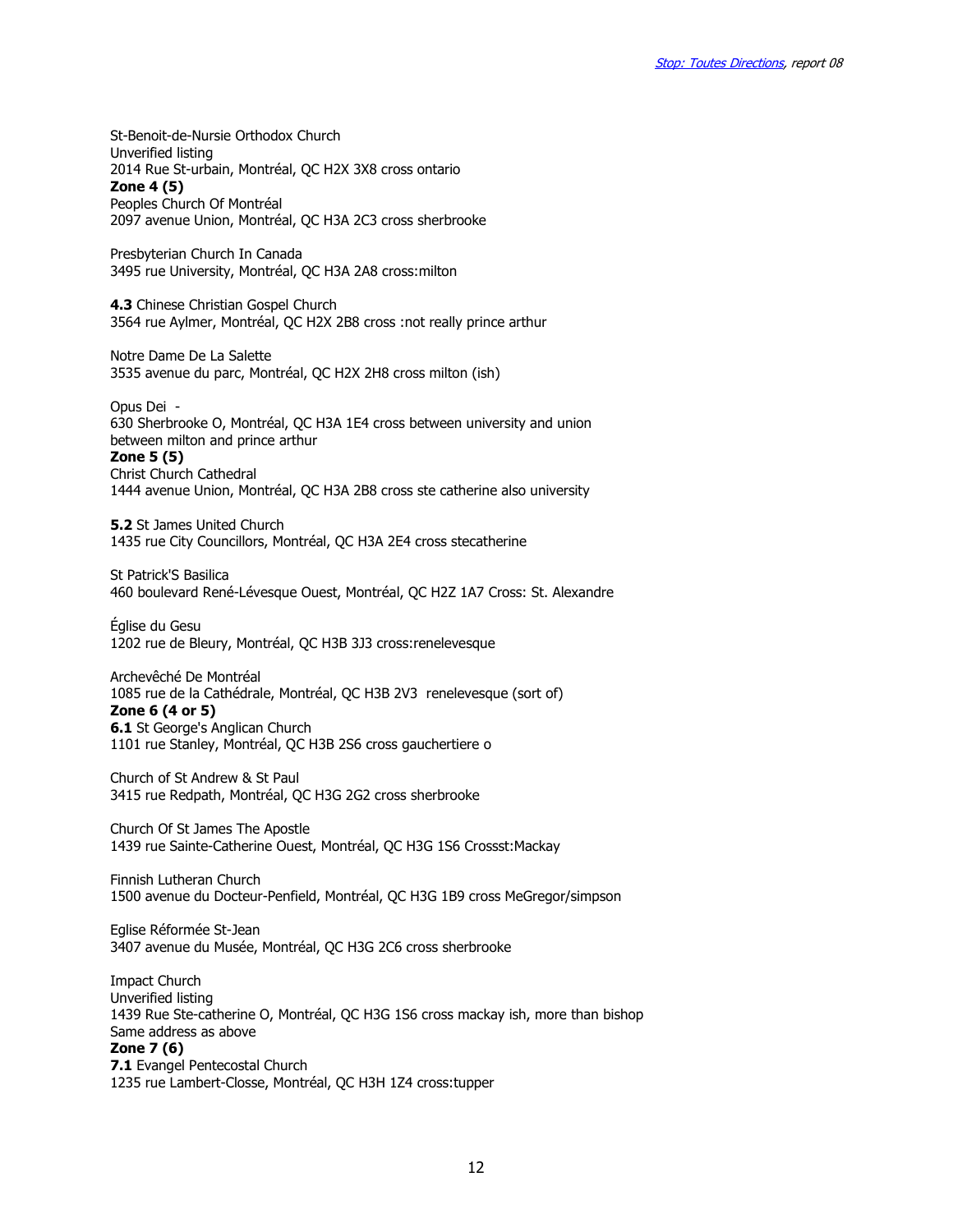St-Benoit-de-Nursie Orthodox Church
Unverified listing
2014 Rue St-urbain, Montréal, QC H2X 3X8 cross ontario

**Zone 4 (5)**

Peoples Church Of Montréal
2097 avenue Union, Montréal, QC H3A 2C3 cross sherbrooke

Presbyterian Church In Canada
3495 rue University, Montréal, QC H3A 2A8 cross:milton

**4.3** Chinese Christian Gospel Church
3564 rue Aylmer, Montréal, QC H2X 2B8 cross :not really prince arthur

Notre Dame De La Salette
3535 avenue du parc, Montréal, QC H2X 2H8 cross milton (ish)

Opus Dei -
630 Sherbrooke O, Montréal, QC H3A 1E4 cross between university and union between milton and prince arthur

**Zone 5 (5)**

Christ Church Cathedral
1444 avenue Union, Montréal, QC H3A 2B8 cross ste catherine also university

**5.2** St James United Church
1435 rue City Councillors, Montréal, QC H3A 2E4 cross stecatherine

St Patrick'S Basilica
460 boulevard René-Lévesque Ouest, Montréal, QC H2Z 1A7 Cross: St. Alexandre

Église du Gesu
1202 rue de Bleury, Montréal, QC H3B 3J3 cross:renelevesque

Archevêché De Montréal
1085 rue de la Cathédrale, Montréal, QC H3B 2V3 renelevesque (sort of)

**Zone 6 (4 or 5)**

**6.1** St George's Anglican Church
1101 rue Stanley, Montréal, QC H3B 2S6 cross gauchertiere o

Church of St Andrew & St Paul
3415 rue Redpath, Montréal, QC H3G 2G2 cross sherbrooke

Church Of St James The Apostle
1439 rue Sainte-Catherine Ouest, Montréal, QC H3G 1S6 Crossst:Mackay

Finnish Lutheran Church
1500 avenue du Docteur-Penfield, Montréal, QC H3G 1B9 cross MeGregor/simpson

Eglise Réformée St-Jean
3407 avenue du Musée, Montréal, QC H3G 2C6 cross sherbrooke

Impact Church
Unverified listing
1439 Rue Ste-catherine O, Montréal, QC H3G 1S6 cross mackay ish, more than bishop
Same address as above

**Zone 7 (6)**

**7.1** Evangel Pentecostal Church
1235 rue Lambert-Closse, Montréal, QC H3H 1Z4 cross:tupper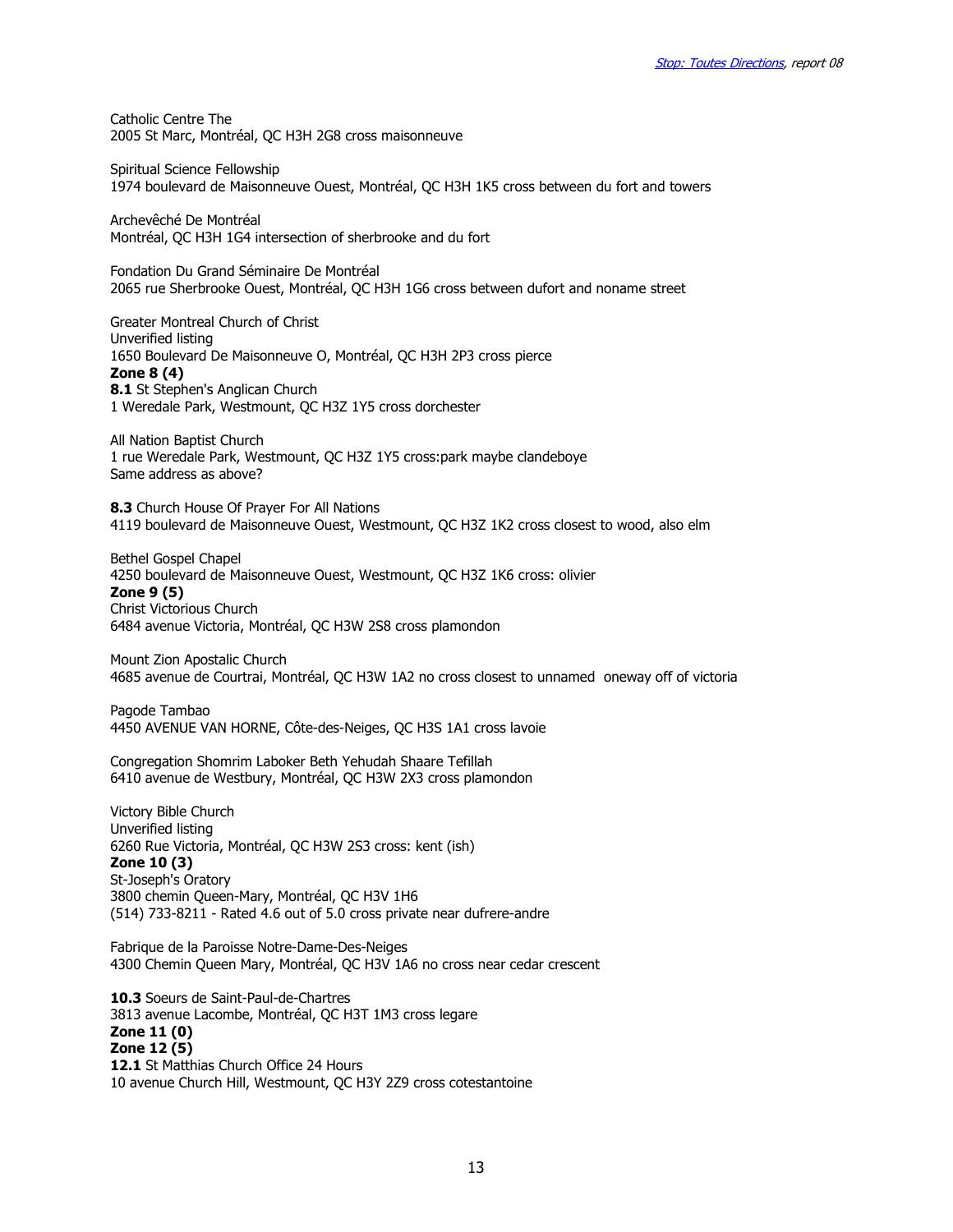Catholic Centre The
2005 St Marc, Montréal, QC H3H 2G8 cross maisonneuve

Spiritual Science Fellowship
1974 boulevard de Maisonneuve Ouest, Montréal, QC H3H 1K5 cross between du fort and towers

Archevêché De Montréal
Montréal, QC H3H 1G4 intersection of sherbrooke and du fort

Fondation Du Grand Séminaire De Montréal
2065 rue Sherbrooke Ouest, Montréal, QC H3H 1G6 cross between dufort and noname street

Greater Montreal Church of Christ
Unverified listing
1650 Boulevard De Maisonneuve O, Montréal, QC H3H 2P3 cross pierce

**Zone 8 (4)**

**8.1** St Stephen's Anglican Church
1 Weredale Park, Westmount, QC H3Z 1Y5 cross dorchester

All Nation Baptist Church
1 rue Weredale Park, Westmount, QC H3Z 1Y5 cross:park maybe clandeboye
Same address as above?

**8.3** Church House Of Prayer For All Nations
4119 boulevard de Maisonneuve Ouest, Westmount, QC H3Z 1K2 cross closest to wood, also elm

Bethel Gospel Chapel
4250 boulevard de Maisonneuve Ouest, Westmount, QC H3Z 1K6 cross: olivier

**Zone 9 (5)**

Christ Victorious Church
6484 avenue Victoria, Montréal, QC H3W 2S8 cross plamondon

Mount Zion Apostalic Church
4685 avenue de Courtrai, Montréal, QC H3W 1A2 no cross closest to unnamed oneway off of victoria

Pagode Tambao
4450 AVENUE VAN HORNE, Côte-des-Neiges, QC H3S 1A1 cross lavoie

Congregation Shomrim Laboker Beth Yehudah Shaare Tefillah
6410 avenue de Westbury, Montréal, QC H3W 2X3 cross plamondon

Victory Bible Church
Unverified listing
6260 Rue Victoria, Montréal, QC H3W 2S3 cross: kent (ish)

**Zone 10 (3)**

St-Joseph's Oratory
3800 chemin Queen-Mary, Montréal, QC H3V 1H6
(514) 733-8211 - Rated 4.6 out of 5.0 cross private near dufrere-andre

Fabrique de la Paroisse Notre-Dame-Des-Neiges
4300 Chemin Queen Mary, Montréal, QC H3V 1A6 no cross near cedar crescent

**10.3** Soeurs de Saint-Paul-de-Chartres
3813 avenue Lacombe, Montréal, QC H3T 1M3 cross legare

**Zone 11 (0)**

**Zone 12 (5)**

**12.1** St Matthias Church Office 24 Hours
10 avenue Church Hill, Westmount, QC H3Y 2Z9 cross cotestantoine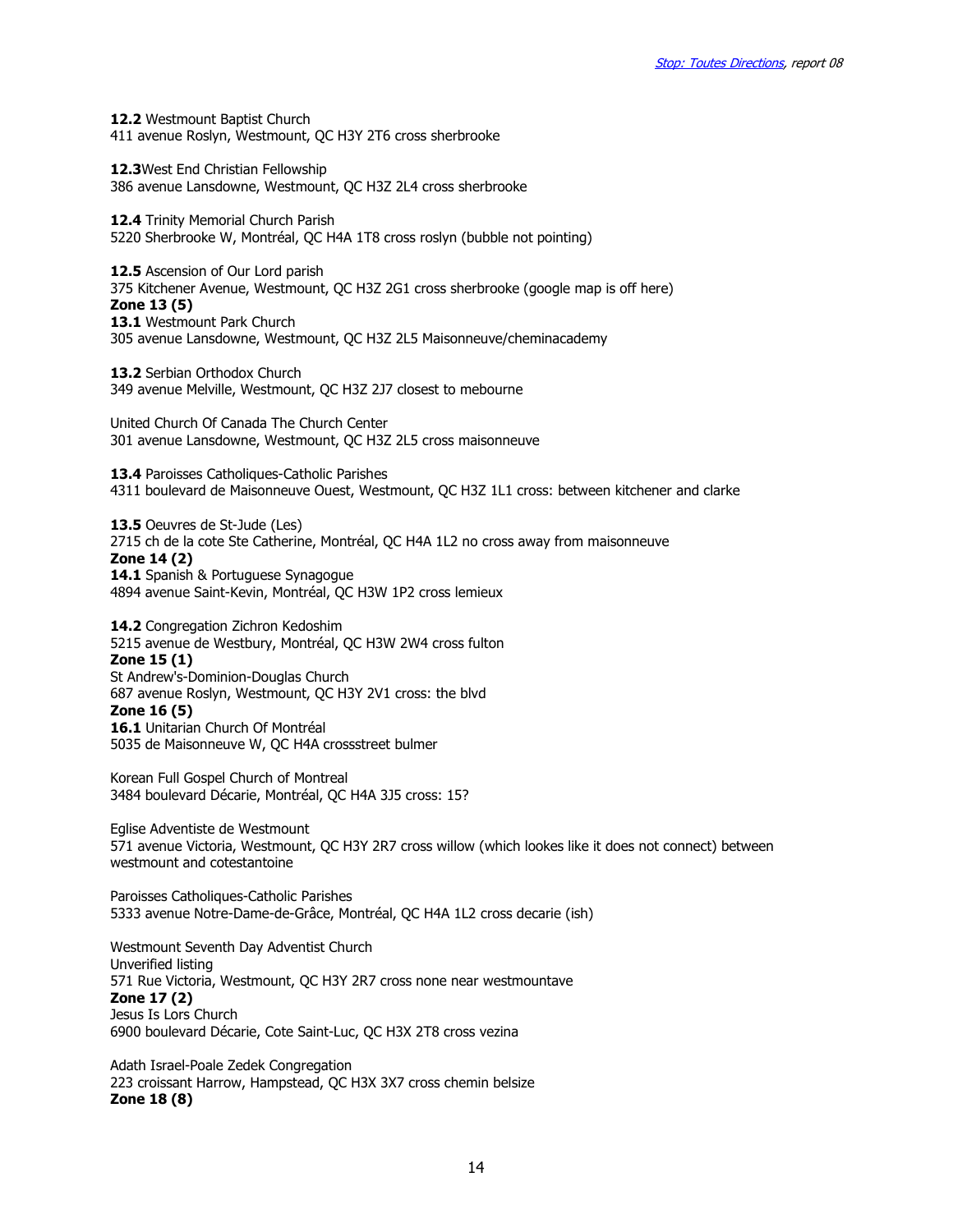**12.2** Westmount Baptist Church
411 avenue Roslyn, Westmount, QC H3Y 2T6 cross sherbrooke

**12.3**West End Christian Fellowship
386 avenue Lansdowne, Westmount, QC H3Z 2L4 cross sherbrooke

**12.4** Trinity Memorial Church Parish
5220 Sherbrooke W, Montréal, QC H4A 1T8 cross roslyn (bubble not pointing)

**12.5** Ascension of Our Lord parish
375 Kitchener Avenue, Westmount, QC H3Z 2G1 cross sherbrooke (google map is off here)

**Zone 13 (5)**

**13.1** Westmount Park Church
305 avenue Lansdowne, Westmount, QC H3Z 2L5 Maisonneuve/cheminacademy

**13.2** Serbian Orthodox Church
349 avenue Melville, Westmount, QC H3Z 2J7 closest to mebourne

United Church Of Canada The Church Center
301 avenue Lansdowne, Westmount, QC H3Z 2L5 cross maisonneuve

**13.4** Paroisses Catholiques-Catholic Parishes
4311 boulevard de Maisonneuve Ouest, Westmount, QC H3Z 1L1 cross: between kitchener and clarke

**13.5** Oeuvres de St-Jude (Les)
2715 ch de la cote Ste Catherine, Montréal, QC H4A 1L2 no cross away from maisonneuve

**Zone 14 (2)**

**14.1** Spanish & Portuguese Synagogue
4894 avenue Saint-Kevin, Montréal, QC H3W 1P2 cross lemieux

**14.2** Congregation Zichron Kedoshim
5215 avenue de Westbury, Montréal, QC H3W 2W4 cross fulton

**Zone 15 (1)**

St Andrew's-Dominion-Douglas Church
687 avenue Roslyn, Westmount, QC H3Y 2V1 cross: the blvd

**Zone 16 (5)**

**16.1** Unitarian Church Of Montréal
5035 de Maisonneuve W, QC H4A crossstreet bulmer

Korean Full Gospel Church of Montreal
3484 boulevard Décarie, Montréal, QC H4A 3J5 cross: 15?

Eglise Adventiste de Westmount
571 avenue Victoria, Westmount, QC H3Y 2R7 cross willow (which lookes like it does not connect) between westmount and cotestantoine

Paroisses Catholiques-Catholic Parishes
5333 avenue Notre-Dame-de-Grâce, Montréal, QC H4A 1L2 cross decarie (ish)

Westmount Seventh Day Adventist Church
Unverified listing
571 Rue Victoria, Westmount, QC H3Y 2R7 cross none near westmountave

**Zone 17 (2)**

Jesus Is Lors Church
6900 boulevard Décarie, Cote Saint-Luc, QC H3X 2T8 cross vezina

Adath Israel-Poale Zedek Congregation
223 croissant Harrow, Hampstead, QC H3X 3X7 cross chemin belsize

**Zone 18 (8)**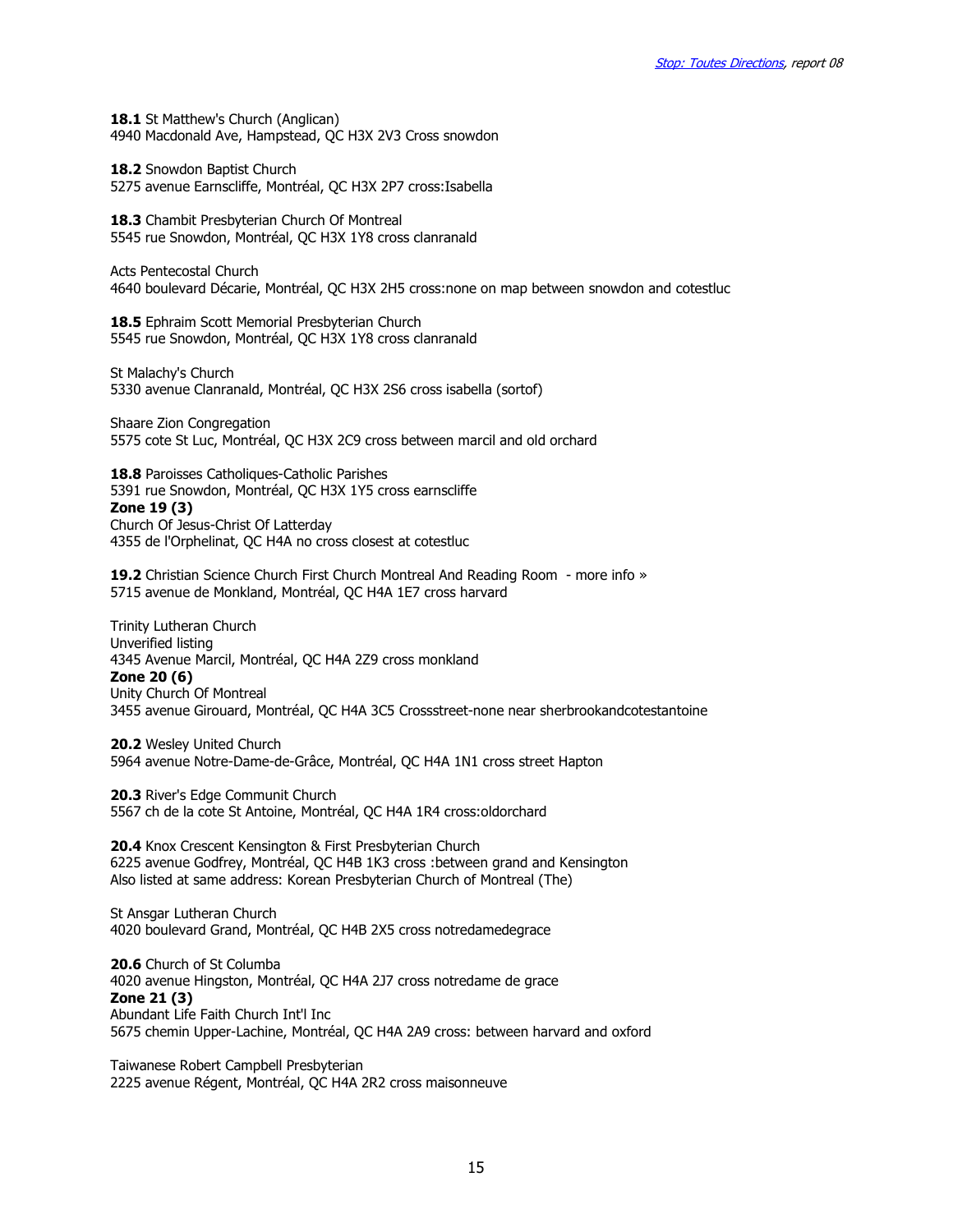**18.1** St Matthew's Church (Anglican)
4940 Macdonald Ave, Hampstead, QC H3X 2V3 Cross snowdon

**18.2** Snowdon Baptist Church
5275 avenue Earnscliffe, Montréal, QC H3X 2P7 cross:Isabella

**18.3** Chambit Presbyterian Church Of Montreal
5545 rue Snowdon, Montréal, QC H3X 1Y8 cross clanranald

Acts Pentecostal Church
4640 boulevard Décarie, Montréal, QC H3X 2H5 cross:none on map between snowdon and cotestluc

**18.5** Ephraim Scott Memorial Presbyterian Church
5545 rue Snowdon, Montréal, QC H3X 1Y8 cross clanranald

St Malachy's Church
5330 avenue Clanranald, Montréal, QC H3X 2S6 cross isabella (sortof)

Shaare Zion Congregation
5575 cote St Luc, Montréal, QC H3X 2C9 cross between marcil and old orchard

**18.8** Paroisses Catholiques-Catholic Parishes
5391 rue Snowdon, Montréal, QC H3X 1Y5 cross earnscliffe

**Zone 19 (3)**

Church Of Jesus-Christ Of Latterday
4355 de l'Orphelinat, QC H4A no cross closest at cotestluc

**19.2** Christian Science Church First Church Montreal And Reading Room - more info »
5715 avenue de Monkland, Montréal, QC H4A 1E7 cross harvard

Trinity Lutheran Church
Unverified listing
4345 Avenue Marcil, Montréal, QC H4A 2Z9 cross monkland

**Zone 20 (6)**

Unity Church Of Montreal
3455 avenue Girouard, Montréal, QC H4A 3C5 Crossstreet-none near sherbrookandcotestantoine

**20.2** Wesley United Church
5964 avenue Notre-Dame-de-Grâce, Montréal, QC H4A 1N1 cross street Hapton

**20.3** River's Edge Communit Church
5567 ch de la cote St Antoine, Montréal, QC H4A 1R4 cross:oldorchard

**20.4** Knox Crescent Kensington & First Presbyterian Church
6225 avenue Godfrey, Montréal, QC H4B 1K3 cross :between grand and Kensington
Also listed at same address: Korean Presbyterian Church of Montreal (The)

St Ansgar Lutheran Church
4020 boulevard Grand, Montréal, QC H4B 2X5 cross notredamedegrace

**20.6** Church of St Columba
4020 avenue Hingston, Montréal, QC H4A 2J7 cross notredame de grace

**Zone 21 (3)**

Abundant Life Faith Church Int'l Inc
5675 chemin Upper-Lachine, Montréal, QC H4A 2A9 cross: between harvard and oxford

Taiwanese Robert Campbell Presbyterian
2225 avenue Régent, Montréal, QC H4A 2R2 cross maisonneuve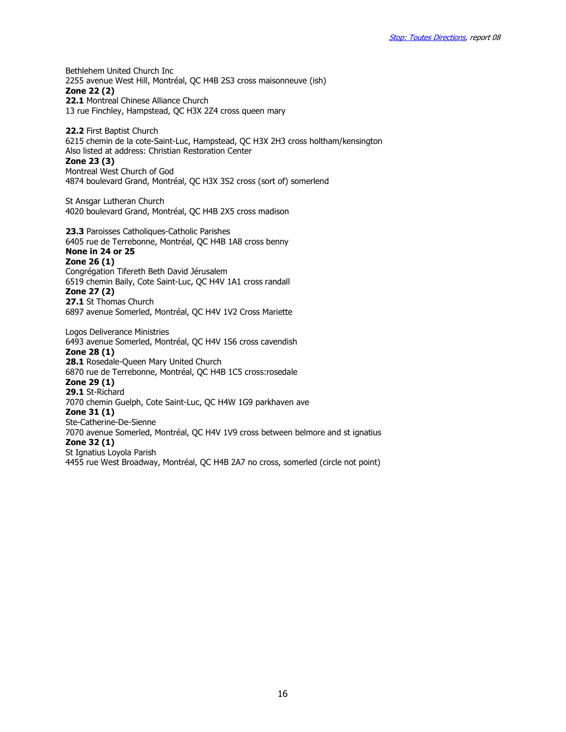Bethlehem United Church Inc
2255 avenue West Hill, Montréal, QC H4B 2S3 cross maisonneuve (ish)

**Zone 22 (2)**

**22.1** Montreal Chinese Alliance Church
13 rue Finchley, Hampstead, QC H3X 2Z4 cross queen mary

**22.2** First Baptist Church
6215 chemin de la cote-Saint-Luc, Hampstead, QC H3X 2H3 cross holtham/kensington
Also listed at address: Christian Restoration Center

**Zone 23 (3)**

Montreal West Church of God
4874 boulevard Grand, Montréal, QC H3X 3S2 cross (sort of) somerlend

St Ansgar Lutheran Church
4020 boulevard Grand, Montréal, QC H4B 2X5 cross madison

**23.3** Paroisses Catholiques-Catholic Parishes
6405 rue de Terrebonne, Montréal, QC H4B 1A8 cross benny

**None in 24 or 25**

**Zone 26 (1)**

Congrégation Tifereth Beth David Jérusalem
6519 chemin Baily, Cote Saint-Luc, QC H4V 1A1 cross randall

**Zone 27 (2)**

**27.1** St Thomas Church
6897 avenue Somerled, Montréal, QC H4V 1V2 Cross Mariette

Logos Deliverance Ministries
6493 avenue Somerled, Montréal, QC H4V 1S6 cross cavendish

**Zone 28 (1)**

**28.1** Rosedale-Queen Mary United Church
6870 rue de Terrebonne, Montréal, QC H4B 1C5 cross:rosedale

**Zone 29 (1)**

**29.1** St-Richard
7070 chemin Guelph, Cote Saint-Luc, QC H4W 1G9 parkhaven ave

**Zone 31 (1)**

Ste-Catherine-De-Sienne
7070 avenue Somerled, Montréal, QC H4V 1V9 cross between belmore and st ignatius

**Zone 32 (1)**

St Ignatius Loyola Parish
4455 rue West Broadway, Montréal, QC H4B 2A7 no cross, somerled (circle not point)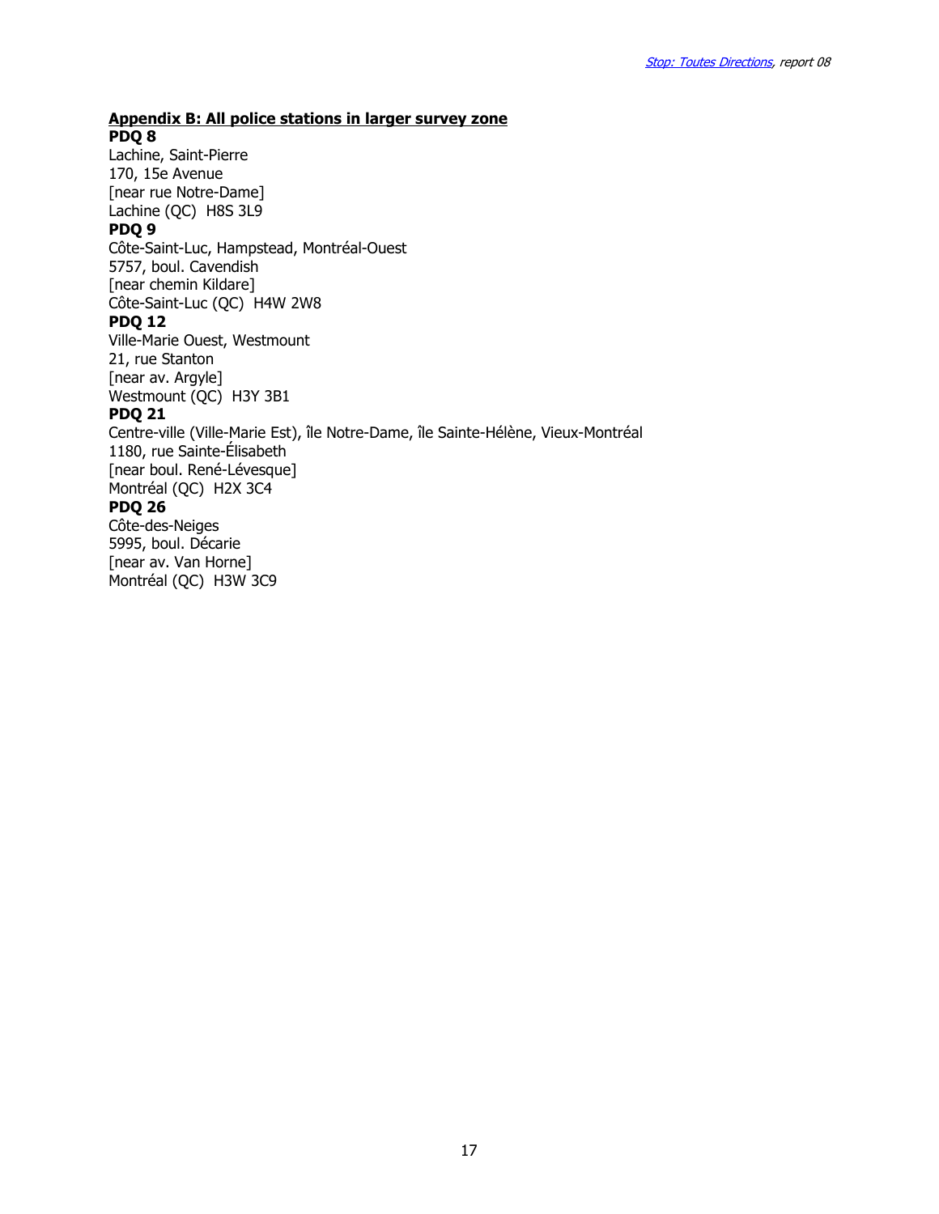## Appendix B: All police stations in larger survey zone

**PDQ 8**
Lachine, Saint-Pierre
170, 15e Avenue
[near rue Notre-Dame]
Lachine (QC) H8S 3L9

**PDQ 9**
Côte-Saint-Luc, Hampstead, Montréal-Ouest
5757, boul. Cavendish
[near chemin Kildare]
Côte-Saint-Luc (QC) H4W 2W8

**PDQ 12**
Ville-Marie Ouest, Westmount
21, rue Stanton
[near av. Argyle]
Westmount (QC) H3Y 3B1

**PDQ 21**
Centre-ville (Ville-Marie Est), île Notre-Dame, île Sainte-Hélène, Vieux-Montréal
1180, rue Sainte-Élisabeth
[near boul. René-Lévesque]
Montréal (QC) H2X 3C4

**PDQ 26**
Côte-des-Neiges
5995, boul. Décarie
[near av. Van Horne]
Montréal (QC) H3W 3C9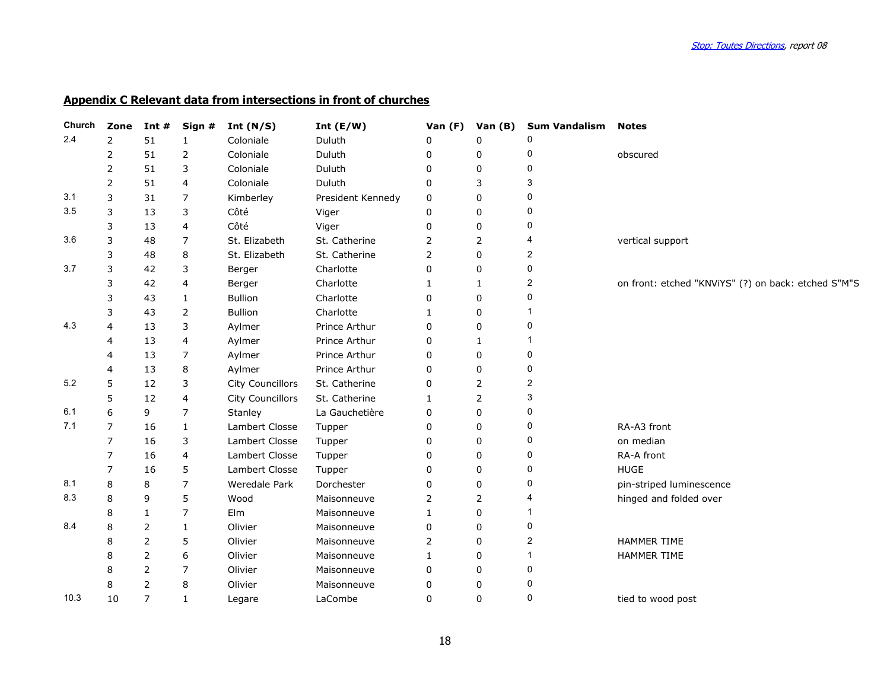## Appendix C Relevant data from intersections in front of churches

| Church | Zone | Int # | Sign # | Int (N/S) | Int (E/W) | Van (F) | Van (B) | Sum Vandalism | Notes |
|---|---|---|---|---|---|---|---|---|---|
| 2.4 | 2 | 51 | 1 | Coloniale | Duluth | 0 | 0 | 0 | |
| | 2 | 51 | 2 | Coloniale | Duluth | 0 | 0 | 0 | obscured |
| | 2 | 51 | 3 | Coloniale | Duluth | 0 | 0 | 0 | |
| | 2 | 51 | 4 | Coloniale | Duluth | 0 | 3 | 3 | |
| 3.1 | 3 | 31 | 7 | Kimberley | President Kennedy | 0 | 0 | 0 | |
| 3.5 | 3 | 13 | 3 | Côté | Viger | 0 | 0 | 0 | |
| | 3 | 13 | 4 | Côté | Viger | 0 | 0 | 0 | |
| 3.6 | 3 | 48 | 7 | St. Elizabeth | St. Catherine | 2 | 2 | 4 | vertical support |
| | 3 | 48 | 8 | St. Elizabeth | St. Catherine | 2 | 0 | 2 | |
| 3.7 | 3 | 42 | 3 | Berger | Charlotte | 0 | 0 | 0 | |
| | 3 | 42 | 4 | Berger | Charlotte | 1 | 1 | 2 | on front: etched "KNViYS" (?) on back: etched S"M"S |
| | 3 | 43 | 1 | Bullion | Charlotte | 0 | 0 | 0 | |
| | 3 | 43 | 2 | Bullion | Charlotte | 1 | 0 | 1 | |
| 4.3 | 4 | 13 | 3 | Aylmer | Prince Arthur | 0 | 0 | 0 | |
| | 4 | 13 | 4 | Aylmer | Prince Arthur | 0 | 1 | 1 | |
| | 4 | 13 | 7 | Aylmer | Prince Arthur | 0 | 0 | 0 | |
| | 4 | 13 | 8 | Aylmer | Prince Arthur | 0 | 0 | 0 | |
| 5.2 | 5 | 12 | 3 | City Councillors | St. Catherine | 0 | 2 | 2 | |
| | 5 | 12 | 4 | City Councillors | St. Catherine | 1 | 2 | 3 | |
| 6.1 | 6 | 9 | 7 | Stanley | La Gauchetière | 0 | 0 | 0 | |
| 7.1 | 7 | 16 | 1 | Lambert Closse | Tupper | 0 | 0 | 0 | RA-A3 front |
| | 7 | 16 | 3 | Lambert Closse | Tupper | 0 | 0 | 0 | on median |
| | 7 | 16 | 4 | Lambert Closse | Tupper | 0 | 0 | 0 | RA-A front |
| | 7 | 16 | 5 | Lambert Closse | Tupper | 0 | 0 | 0 | HUGE |
| 8.1 | 8 | 8 | 7 | Weredale Park | Dorchester | 0 | 0 | 0 | pin-striped luminescence |
| 8.3 | 8 | 9 | 5 | Wood | Maisonneuve | 2 | 2 | 4 | hinged and folded over |
| | 8 | 1 | 7 | Elm | Maisonneuve | 1 | 0 | 1 | |
| 8.4 | 8 | 2 | 1 | Olivier | Maisonneuve | 0 | 0 | 0 | |
| | 8 | 2 | 5 | Olivier | Maisonneuve | 2 | 0 | 2 | HAMMER TIME |
| | 8 | 2 | 6 | Olivier | Maisonneuve | 1 | 0 | 1 | HAMMER TIME |
| | 8 | 2 | 7 | Olivier | Maisonneuve | 0 | 0 | 0 | |
| | 8 | 2 | 8 | Olivier | Maisonneuve | 0 | 0 | 0 | |
| 10.3 | 10 | 7 | 1 | Legare | LaCombe | 0 | 0 | 0 | tied to wood post |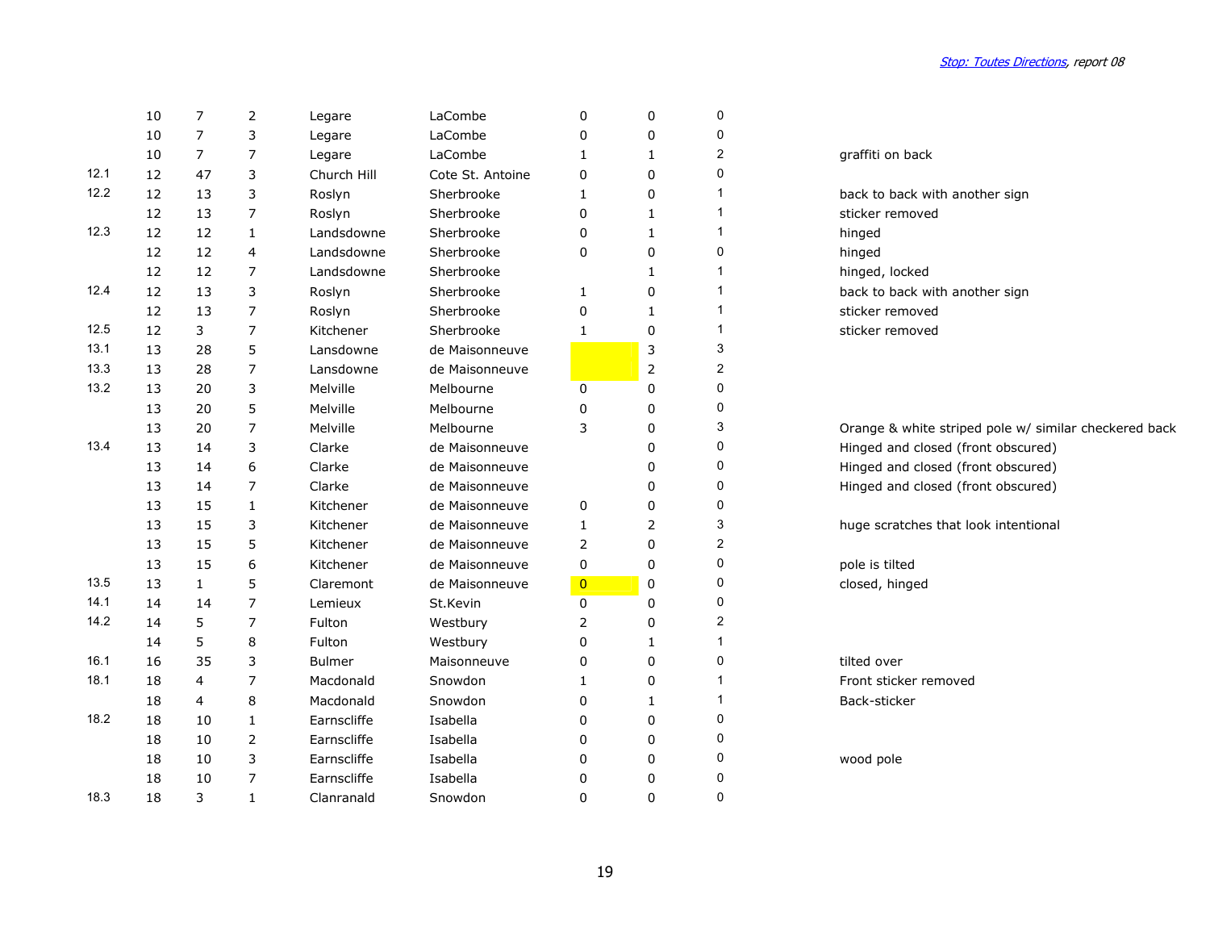| | | | | | | | | | |
|---|---|---|---|---|---|---|---|---|---|
| | 10 | 7 | 2 | Legare | LaCombe | 0 | 0 | 0 | |
| | 10 | 7 | 3 | Legare | LaCombe | 0 | 0 | 0 | |
| | 10 | 7 | 7 | Legare | LaCombe | 1 | 1 | 2 | graffiti on back |
| 12.1 | 12 | 47 | 3 | Church Hill | Cote St. Antoine | 0 | 0 | 0 | |
| 12.2 | 12 | 13 | 3 | Roslyn | Sherbrooke | 1 | 0 | 1 | back to back with another sign |
| | 12 | 13 | 7 | Roslyn | Sherbrooke | 0 | 1 | 1 | sticker removed |
| 12.3 | 12 | 12 | 1 | Landsdowne | Sherbrooke | 0 | 1 | 1 | hinged |
| | 12 | 12 | 4 | Landsdowne | Sherbrooke | 0 | 0 | 0 | hinged |
| | 12 | 12 | 7 | Landsdowne | Sherbrooke | | 1 | 1 | hinged, locked |
| 12.4 | 12 | 13 | 3 | Roslyn | Sherbrooke | 1 | 0 | 1 | back to back with another sign |
| | 12 | 13 | 7 | Roslyn | Sherbrooke | 0 | 1 | 1 | sticker removed |
| 12.5 | 12 | 3 | 7 | Kitchener | Sherbrooke | 1 | 0 | 1 | sticker removed |
| 13.1 | 13 | 28 | 5 | Lansdowne | de Maisonneuve | | 3 | 3 | |
| 13.3 | 13 | 28 | 7 | Lansdowne | de Maisonneuve | | 2 | 2 | |
| 13.2 | 13 | 20 | 3 | Melville | Melbourne | 0 | 0 | 0 | |
| | 13 | 20 | 5 | Melville | Melbourne | 0 | 0 | 0 | |
| | 13 | 20 | 7 | Melville | Melbourne | 3 | 0 | 3 | Orange & white striped pole w/ similar checkered back |
| 13.4 | 13 | 14 | 3 | Clarke | de Maisonneuve | | 0 | 0 | Hinged and closed (front obscured) |
| | 13 | 14 | 6 | Clarke | de Maisonneuve | | 0 | 0 | Hinged and closed (front obscured) |
| | 13 | 14 | 7 | Clarke | de Maisonneuve | | 0 | 0 | Hinged and closed (front obscured) |
| | 13 | 15 | 1 | Kitchener | de Maisonneuve | 0 | 0 | 0 | |
| | 13 | 15 | 3 | Kitchener | de Maisonneuve | 1 | 2 | 3 | huge scratches that look intentional |
| | 13 | 15 | 5 | Kitchener | de Maisonneuve | 2 | 0 | 2 | |
| | 13 | 15 | 6 | Kitchener | de Maisonneuve | 0 | 0 | 0 | pole is tilted |
| 13.5 | 13 | 1 | 5 | Claremont | de Maisonneuve | 0 | 0 | 0 | closed, hinged |
| 14.1 | 14 | 14 | 7 | Lemieux | St.Kevin | 0 | 0 | 0 | |
| 14.2 | 14 | 5 | 7 | Fulton | Westbury | 2 | 0 | 2 | |
| | 14 | 5 | 8 | Fulton | Westbury | 0 | 1 | 1 | |
| 16.1 | 16 | 35 | 3 | Bulmer | Maisonneuve | 0 | 0 | 0 | tilted over |
| 18.1 | 18 | 4 | 7 | Macdonald | Snowdon | 1 | 0 | 1 | Front sticker removed |
| | 18 | 4 | 8 | Macdonald | Snowdon | 0 | 1 | 1 | Back-sticker |
| 18.2 | 18 | 10 | 1 | Earnscliffe | Isabella | 0 | 0 | 0 | |
| | 18 | 10 | 2 | Earnscliffe | Isabella | 0 | 0 | 0 | |
| | 18 | 10 | 3 | Earnscliffe | Isabella | 0 | 0 | 0 | wood pole |
| | 18 | 10 | 7 | Earnscliffe | Isabella | 0 | 0 | 0 | |
| 18.3 | 18 | 3 | 1 | Clanranald | Snowdon | 0 | 0 | 0 | |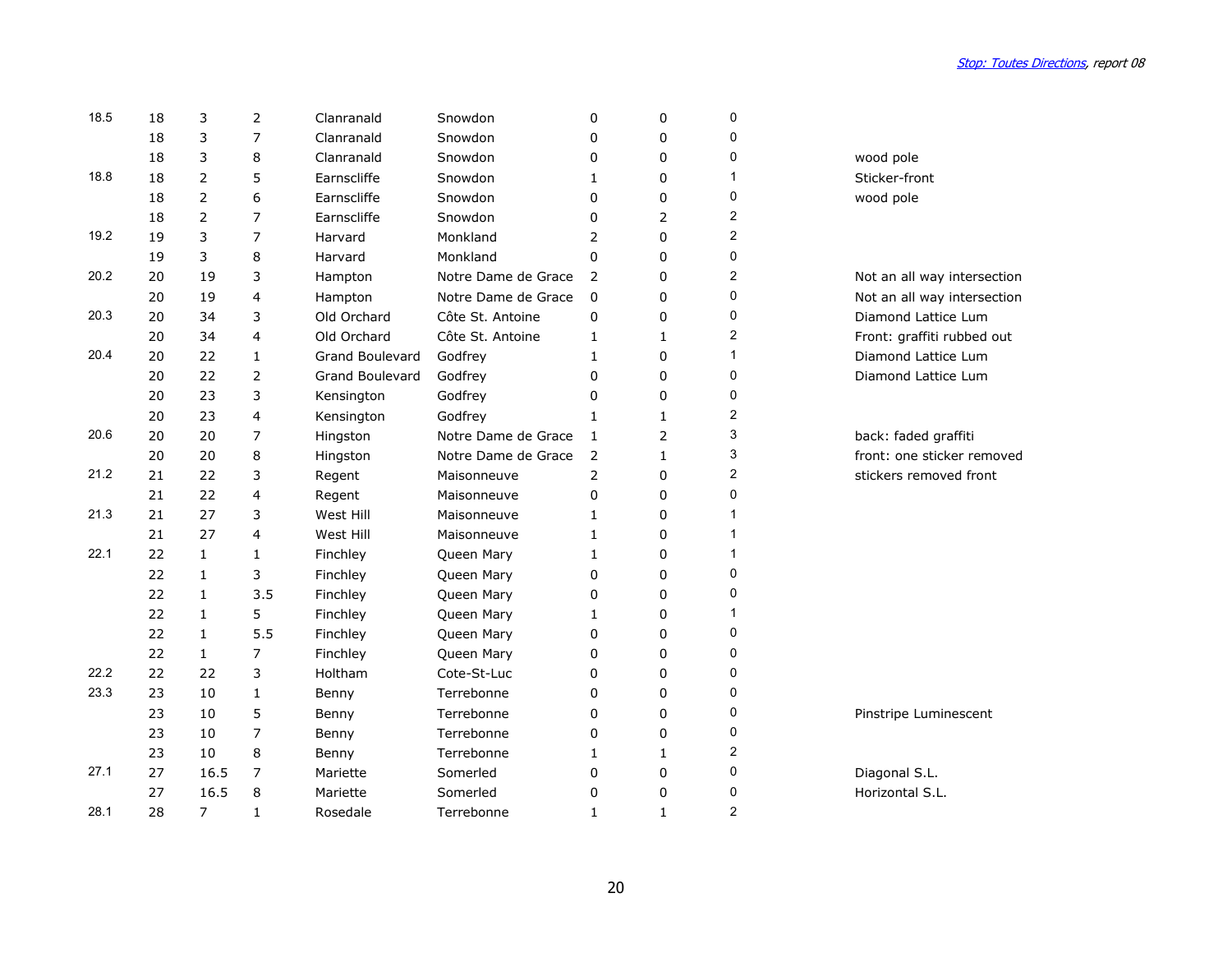| | | | | | | | | | |
|---|---|---|---|---|---|---|---|---|---|
| 18.5 | 18 | 3 | 2 | Clanranald | Snowdon | 0 | 0 | 0 | |
| | 18 | 3 | 7 | Clanranald | Snowdon | 0 | 0 | 0 | |
| | 18 | 3 | 8 | Clanranald | Snowdon | 0 | 0 | 0 | wood pole |
| 18.8 | 18 | 2 | 5 | Earnscliffe | Snowdon | 1 | 0 | 1 | Sticker-front |
| | 18 | 2 | 6 | Earnscliffe | Snowdon | 0 | 0 | 0 | wood pole |
| | 18 | 2 | 7 | Earnscliffe | Snowdon | 0 | 2 | 2 | |
| 19.2 | 19 | 3 | 7 | Harvard | Monkland | 2 | 0 | 2 | |
| | 19 | 3 | 8 | Harvard | Monkland | 0 | 0 | 0 | |
| 20.2 | 20 | 19 | 3 | Hampton | Notre Dame de Grace | 2 | 0 | 2 | Not an all way intersection |
| | 20 | 19 | 4 | Hampton | Notre Dame de Grace | 0 | 0 | 0 | Not an all way intersection |
| 20.3 | 20 | 34 | 3 | Old Orchard | Côte St. Antoine | 0 | 0 | 0 | Diamond Lattice Lum |
| | 20 | 34 | 4 | Old Orchard | Côte St. Antoine | 1 | 1 | 2 | Front: graffiti rubbed out |
| 20.4 | 20 | 22 | 1 | Grand Boulevard | Godfrey | 1 | 0 | 1 | Diamond Lattice Lum |
| | 20 | 22 | 2 | Grand Boulevard | Godfrey | 0 | 0 | 0 | Diamond Lattice Lum |
| | 20 | 23 | 3 | Kensington | Godfrey | 0 | 0 | 0 | |
| | 20 | 23 | 4 | Kensington | Godfrey | 1 | 1 | 2 | |
| 20.6 | 20 | 20 | 7 | Hingston | Notre Dame de Grace | 1 | 2 | 3 | back: faded graffiti |
| | 20 | 20 | 8 | Hingston | Notre Dame de Grace | 2 | 1 | 3 | front: one sticker removed |
| 21.2 | 21 | 22 | 3 | Regent | Maisonneuve | 2 | 0 | 2 | stickers removed front |
| | 21 | 22 | 4 | Regent | Maisonneuve | 0 | 0 | 0 | |
| 21.3 | 21 | 27 | 3 | West Hill | Maisonneuve | 1 | 0 | 1 | |
| | 21 | 27 | 4 | West Hill | Maisonneuve | 1 | 0 | 1 | |
| 22.1 | 22 | 1 | 1 | Finchley | Queen Mary | 1 | 0 | 1 | |
| | 22 | 1 | 3 | Finchley | Queen Mary | 0 | 0 | 0 | |
| | 22 | 1 | 3.5 | Finchley | Queen Mary | 0 | 0 | 0 | |
| | 22 | 1 | 5 | Finchley | Queen Mary | 1 | 0 | 1 | |
| | 22 | 1 | 5.5 | Finchley | Queen Mary | 0 | 0 | 0 | |
| | 22 | 1 | 7 | Finchley | Queen Mary | 0 | 0 | 0 | |
| 22.2 | 22 | 22 | 3 | Holtham | Cote-St-Luc | 0 | 0 | 0 | |
| 23.3 | 23 | 10 | 1 | Benny | Terrebonne | 0 | 0 | 0 | |
| | 23 | 10 | 5 | Benny | Terrebonne | 0 | 0 | 0 | Pinstripe Luminescent |
| | 23 | 10 | 7 | Benny | Terrebonne | 0 | 0 | 0 | |
| | 23 | 10 | 8 | Benny | Terrebonne | 1 | 1 | 2 | |
| 27.1 | 27 | 16.5 | 7 | Mariette | Somerled | 0 | 0 | 0 | Diagonal S.L. |
| | 27 | 16.5 | 8 | Mariette | Somerled | 0 | 0 | 0 | Horizontal S.L. |
| 28.1 | 28 | 7 | 1 | Rosedale | Terrebonne | 1 | 1 | 2 | |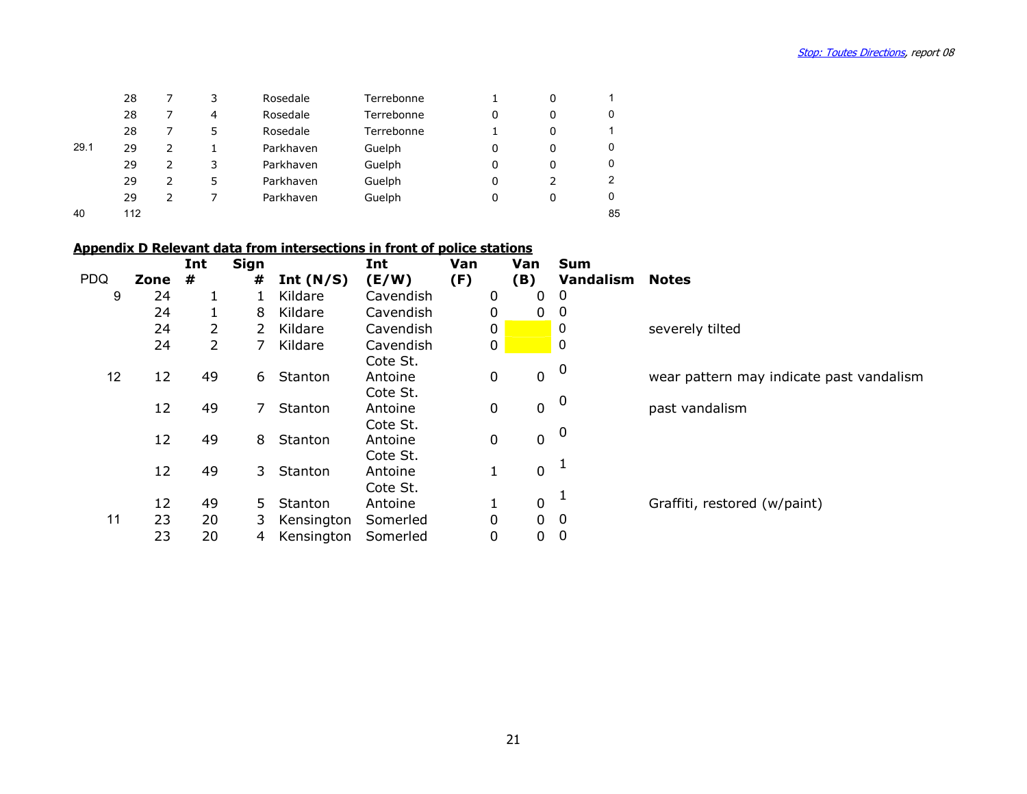| | | | | | | | | |
|---|---|---|---|---|---|---|---|---|
| | 28 | 7 | 3 | Rosedale | Terrebonne | 1 | 0 | 1 |
| | 28 | 7 | 4 | Rosedale | Terrebonne | 0 | 0 | 0 |
| | 28 | 7 | 5 | Rosedale | Terrebonne | 1 | 0 | 1 |
| 29.1 | 29 | 2 | 1 | Parkhaven | Guelph | 0 | 0 | 0 |
| | 29 | 2 | 3 | Parkhaven | Guelph | 0 | 0 | 0 |
| | 29 | 2 | 5 | Parkhaven | Guelph | 0 | 2 | 2 |
| | 29 | 2 | 7 | Parkhaven | Guelph | 0 | 0 | 0 |
| 40 | 112 | | | | | | | 85 |

**Appendix D Relevant data from intersections in front of police stations**

| PDQ | Zone | Int # | Sign # | Int (N/S) | Int (E/W) | Van (F) | Van (B) | Sum Vandalism | Notes |
|---|---|---|---|---|---|---|---|---|---|
| 9 | 24 | 1 | 1 | Kildare | Cavendish | 0 | 0 | 0 | |
| | 24 | 1 | 8 | Kildare | Cavendish | 0 | 0 | 0 | |
| | 24 | 2 | 2 | Kildare | Cavendish | 0 | | 0 | severely tilted |
| | 24 | 2 | 7 | Kildare | Cavendish | 0 | | 0 | |
| 12 | 12 | 49 | 6 | Stanton | Cote St. Antoine | 0 | 0 | 0 | wear pattern may indicate past vandalism |
| | 12 | 49 | 7 | Stanton | Cote St. Antoine | 0 | 0 | 0 | past vandalism |
| | 12 | 49 | 8 | Stanton | Cote St. Antoine | 0 | 0 | 0 | |
| | 12 | 49 | 3 | Stanton | Cote St. Antoine | 1 | 0 | 1 | |
| | 12 | 49 | 5 | Stanton | Cote St. Antoine | 1 | 0 | 1 | Graffiti, restored (w/paint) |
| 11 | 23 | 20 | 3 | Kensington | Somerled | 0 | 0 | 0 | |
| | 23 | 20 | 4 | Kensington | Somerled | 0 | 0 | 0 | |